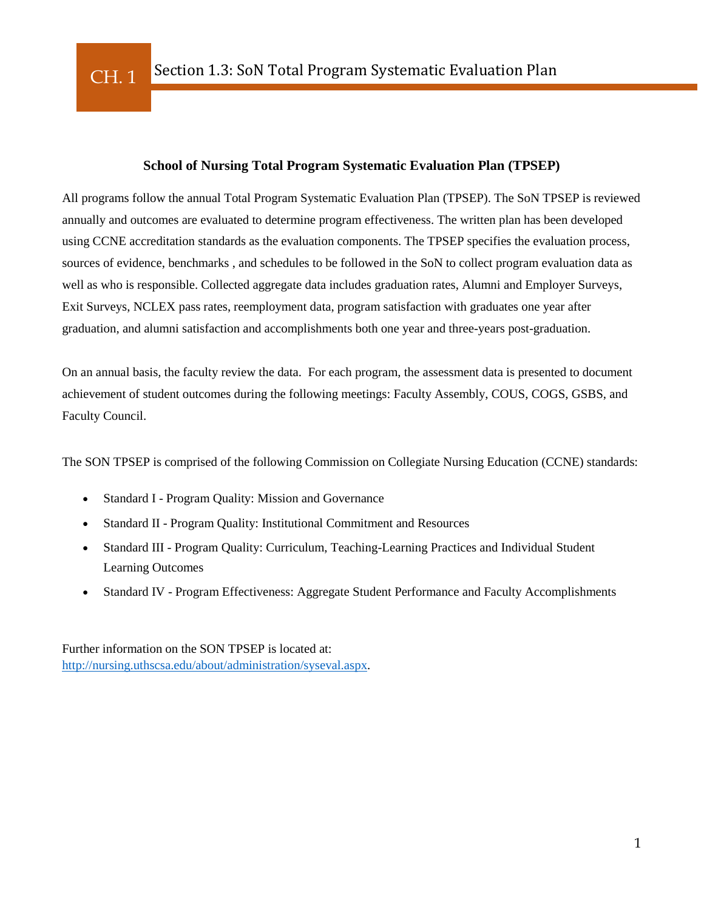# CH. 1 Section 1.3: SoN Total Program Systematic Evaluation Plan

## School of Nursing Total Program Systematic Evaluation Plan (TPSEP)

All programs follow the annual Total Program Systematic Evaluation Plan (TPSEP). The SoN TPSEP is reviewed annually and outcomes are evaluated to determine program effectiveness. The written plan has been developed using CCNE accreditation standards as the evaluation components. The TPSEP specifies the evaluation process, sources of evidence, benchmarks , and schedules to be followed in the SoN to collect program evaluation data as well as who is responsible. Collected aggregate data includes graduation rates, Alumni and Employer Surveys, Exit Surveys, NCLEX pass rates, reemployment data, program satisfaction with graduates one year after graduation, and alumni satisfaction and accomplishments both one year and three-years post-graduation.

On an annual basis, the faculty review the data. For each program, the assessment data is presented to document achievement of student outcomes during the following meetings: Faculty Assembly, COUS, COGS, GSBS, and Faculty Council.

The SON TPSEP is comprised of the following Commission on Collegiate Nursing Education (CCNE) standards:

- Standard I - Program Quality: Mission and Governance
- Standard II - Program Quality: Institutional Commitment and Resources
- Standard III - Program Quality: Curriculum, Teaching-Learning Practices and Individual Student Learning Outcomes
- Standard IV - Program Effectiveness: Aggregate Student Performance and Faculty Accomplishments

Further information on the SON TPSEP is located at:
http://nursing.uthscsa.edu/about/administration/syseval.aspx.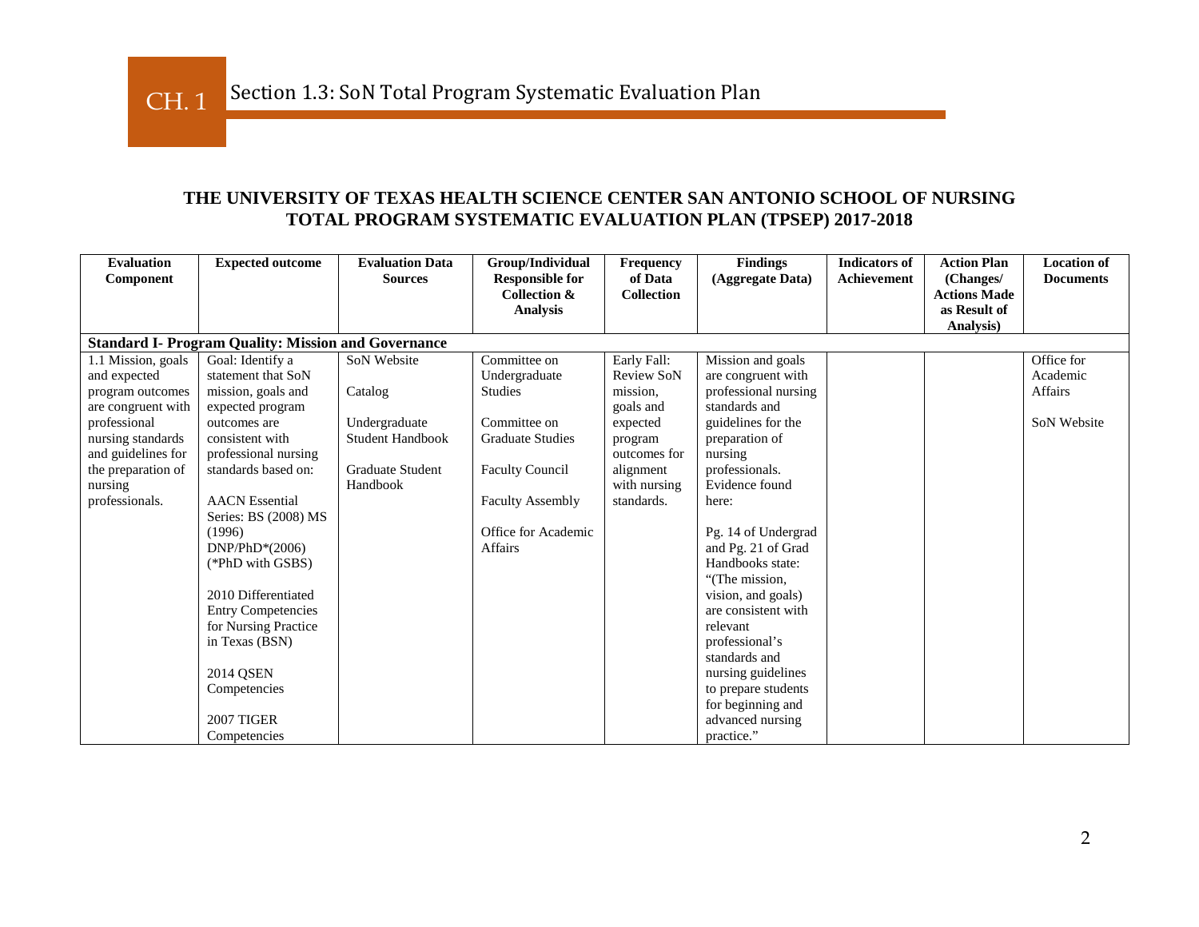CH. 1 Section 1.3: SoN Total Program Systematic Evaluation Plan

# THE UNIVERSITY OF TEXAS HEALTH SCIENCE CENTER SAN ANTONIO SCHOOL OF NURSING TOTAL PROGRAM SYSTEMATIC EVALUATION PLAN (TPSEP) 2017-2018

| Evaluation Component | Expected outcome | Evaluation Data Sources | Group/Individual Responsible for Collection & Analysis | Frequency of Data Collection | Findings (Aggregate Data) | Indicators of Achievement | Action Plan (Changes/ Actions Made as Result of Analysis) | Location of Documents |
|---|---|---|---|---|---|---|---|---|
| **Standard I- Program Quality: Mission and Governance** | | | | | | | | |
| 1.1 Mission, goals and expected program outcomes are congruent with professional nursing standards and guidelines for the preparation of nursing professionals. | Goal: Identify a statement that SoN mission, goals and expected program outcomes are consistent with professional nursing standards based on:<br><br>AACN Essential Series: BS (2008) MS (1996) DNP/PhD*(2006) (*PhD with GSBS)<br><br>2010 Differentiated Entry Competencies for Nursing Practice in Texas (BSN)<br><br>2014 QSEN Competencies<br><br>2007 TIGER Competencies | SoN Website<br><br>Catalog<br><br>Undergraduate Student Handbook<br><br>Graduate Student Handbook | Committee on Undergraduate Studies<br><br>Committee on Graduate Studies<br><br>Faculty Council<br><br>Faculty Assembly<br><br>Office for Academic Affairs | Early Fall: Review SoN mission, goals and expected program outcomes for alignment with nursing standards. | Mission and goals are congruent with professional nursing standards and guidelines for the preparation of nursing professionals. Evidence found here:<br><br>Pg. 14 of Undergrad and Pg. 21 of Grad Handbooks state: "(The mission, vision, and goals) are consistent with relevant professional's standards and nursing guidelines to prepare students for beginning and advanced nursing practice." | | | Office for Academic Affairs<br><br>SoN Website |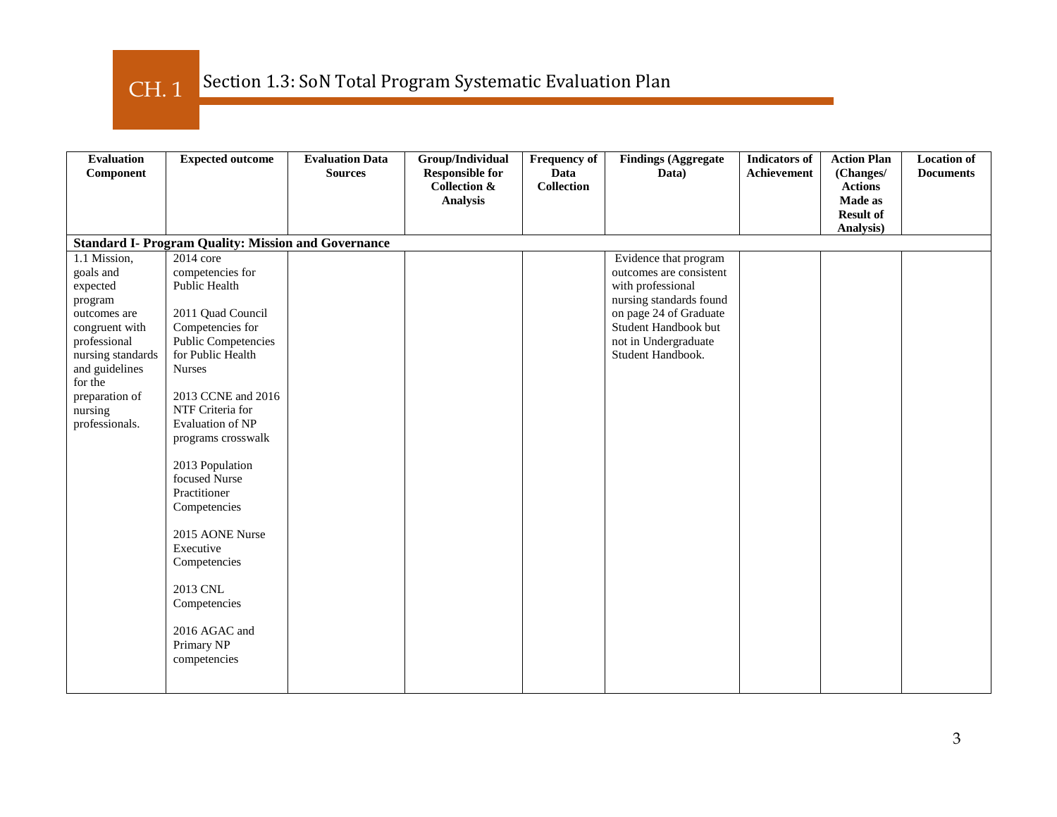# CH. 1 Section 1.3: SoN Total Program Systematic Evaluation Plan

| Evaluation Component | Expected outcome | Evaluation Data Sources | Group/Individual Responsible for Collection & Analysis | Frequency of Data Collection | Findings (Aggregate Data) | Indicators of Achievement | Action Plan (Changes/ Actions Made as Result of Analysis) | Location of Documents |
|---|---|---|---|---|---|---|---|---|
| **Standard I- Program Quality: Mission and Governance** | | | | | | | | |
| 1.1 Mission, goals and expected program outcomes are congruent with professional nursing standards and guidelines for the preparation of nursing professionals. | 2014 core competencies for Public Health<br><br>2011 Quad Council Competencies for Public Competencies for Public Health Nurses<br><br>2013 CCNE and 2016 NTF Criteria for Evaluation of NP programs crosswalk<br><br>2013 Population focused Nurse Practitioner Competencies<br><br>2015 AONE Nurse Executive Competencies<br><br>2013 CNL Competencies<br><br>2016 AGAC and Primary NP competencies | | | | Evidence that program outcomes are consistent with professional nursing standards found on page 24 of Graduate Student Handbook but not in Undergraduate Student Handbook. | | | |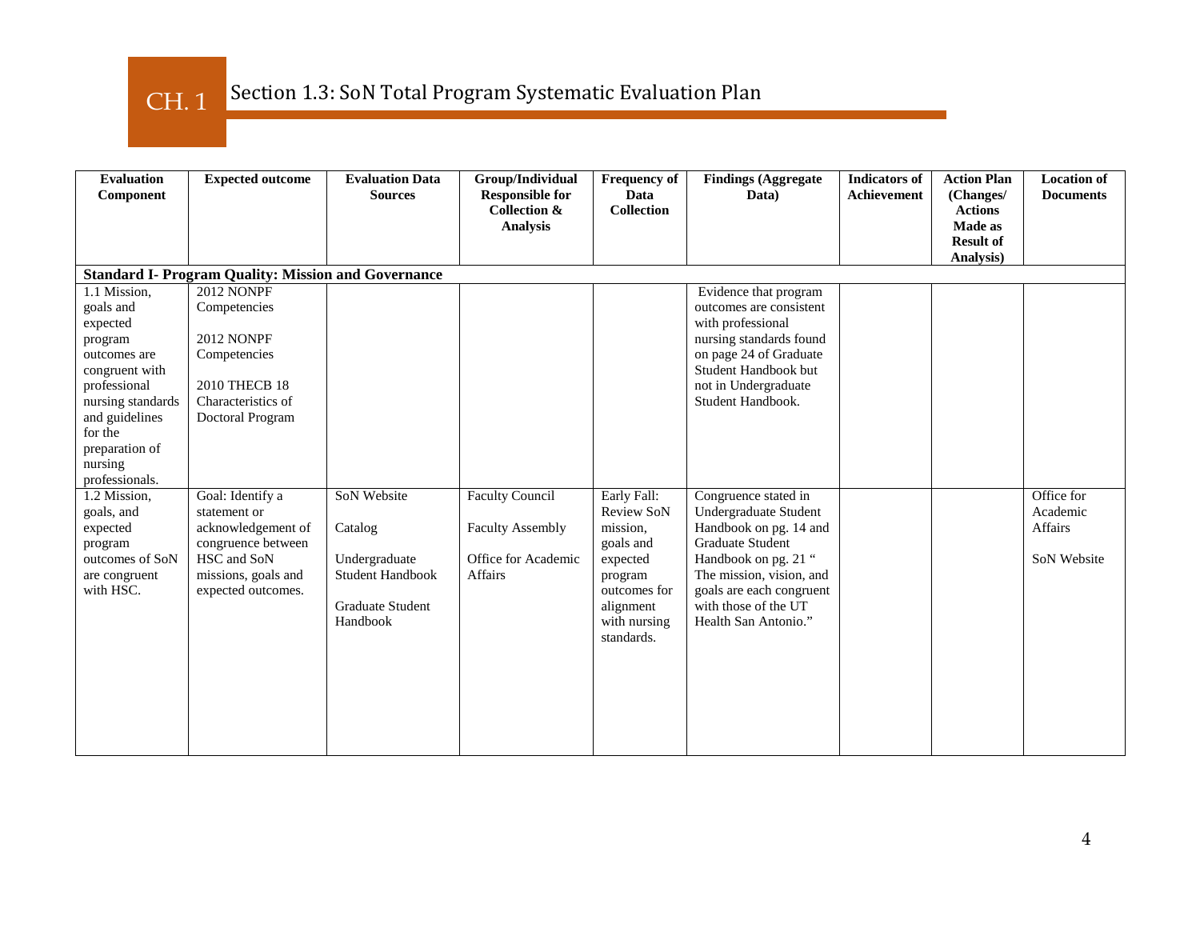# CH. 1 Section 1.3: SoN Total Program Systematic Evaluation Plan

| Evaluation Component | Expected outcome | Evaluation Data Sources | Group/Individual Responsible for Collection & Analysis | Frequency of Data Collection | Findings (Aggregate Data) | Indicators of Achievement | Action Plan (Changes/ Actions Made as Result of Analysis) | Location of Documents |
|---|---|---|---|---|---|---|---|---|
| **Standard I- Program Quality: Mission and Governance** | | | | | | | | |
| 1.1 Mission, goals and expected program outcomes are congruent with professional nursing standards and guidelines for the preparation of nursing professionals. | 2012 NONPF Competencies<br><br>2012 NONPF Competencies<br><br>2010 THECB 18 Characteristics of Doctoral Program | | | | Evidence that program outcomes are consistent with professional nursing standards found on page 24 of Graduate Student Handbook but not in Undergraduate Student Handbook. | | | |
| 1.2 Mission, goals, and expected program outcomes of SoN are congruent with HSC. | Goal: Identify a statement or acknowledgement of congruence between HSC and SoN missions, goals and expected outcomes. | SoN Website<br><br>Catalog<br><br>Undergraduate Student Handbook<br><br>Graduate Student Handbook | Faculty Council<br><br>Faculty Assembly<br><br>Office for Academic Affairs | Early Fall: Review SoN mission, goals and expected program outcomes for alignment with nursing standards. | Congruence stated in Undergraduate Student Handbook on pg. 14 and Graduate Student Handbook on pg. 21 " The mission, vision, and goals are each congruent with those of the UT Health San Antonio." | | | Office for Academic Affairs<br><br>SoN Website |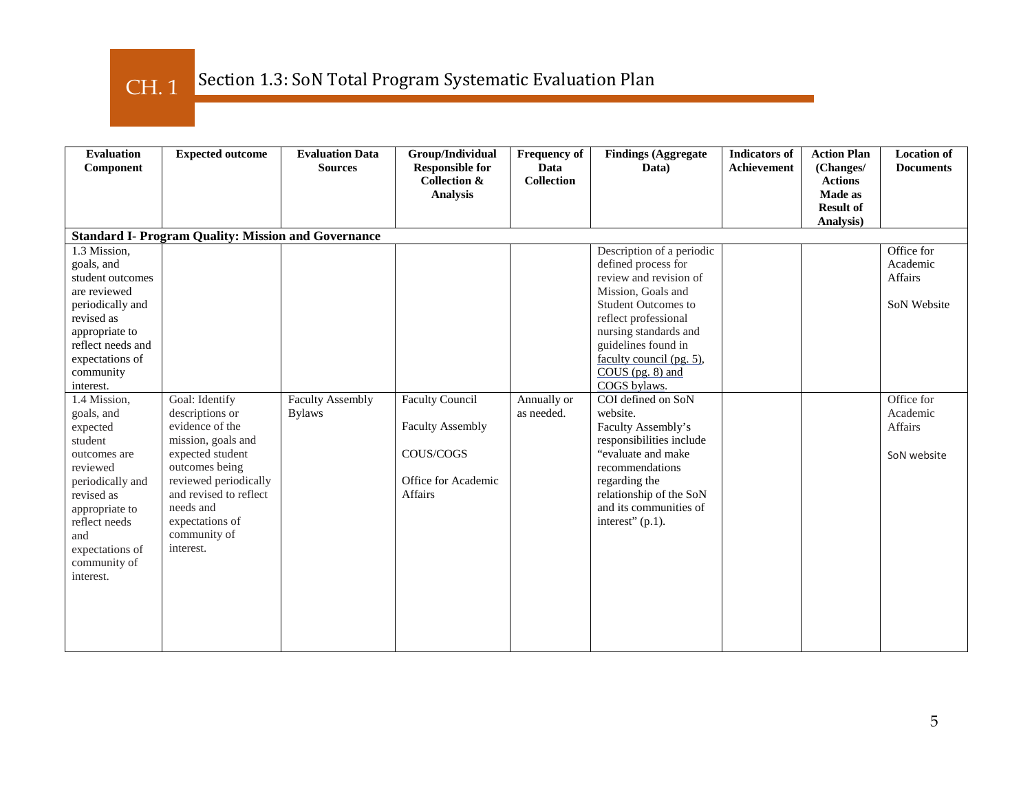# CH. 1 Section 1.3: SoN Total Program Systematic Evaluation Plan

| Evaluation Component | Expected outcome | Evaluation Data Sources | Group/Individual Responsible for Collection & Analysis | Frequency of Data Collection | Findings (Aggregate Data) | Indicators of Achievement | Action Plan (Changes/ Actions Made as Result of Analysis) | Location of Documents |
|---|---|---|---|---|---|---|---|---|
| **Standard I- Program Quality: Mission and Governance** | | | | | | | | |
| 1.3 Mission, goals, and student outcomes are reviewed periodically and revised as appropriate to reflect needs and expectations of community interest. | | | | | Description of a periodic defined process for review and revision of Mission, Goals and Student Outcomes to reflect professional nursing standards and guidelines found in faculty council (pg. 5), COUS (pg. 8) and COGS bylaws. | | | Office for Academic Affairs<br><br>SoN Website |
| 1.4 Mission, goals, and expected student outcomes are reviewed periodically and revised as appropriate to reflect needs and expectations of community of interest. | Goal: Identify descriptions or evidence of the mission, goals and expected student outcomes being reviewed periodically and revised to reflect needs and expectations of community of interest. | Faculty Assembly Bylaws | Faculty Council<br><br>Faculty Assembly<br><br>COUS/COGS<br><br>Office for Academic Affairs | Annually or as needed. | COI defined on SoN website.<br>Faculty Assembly's responsibilities include "evaluate and make recommendations regarding the relationship of the SoN and its communities of interest" (p.1). | | | Office for Academic Affairs<br><br>SoN website |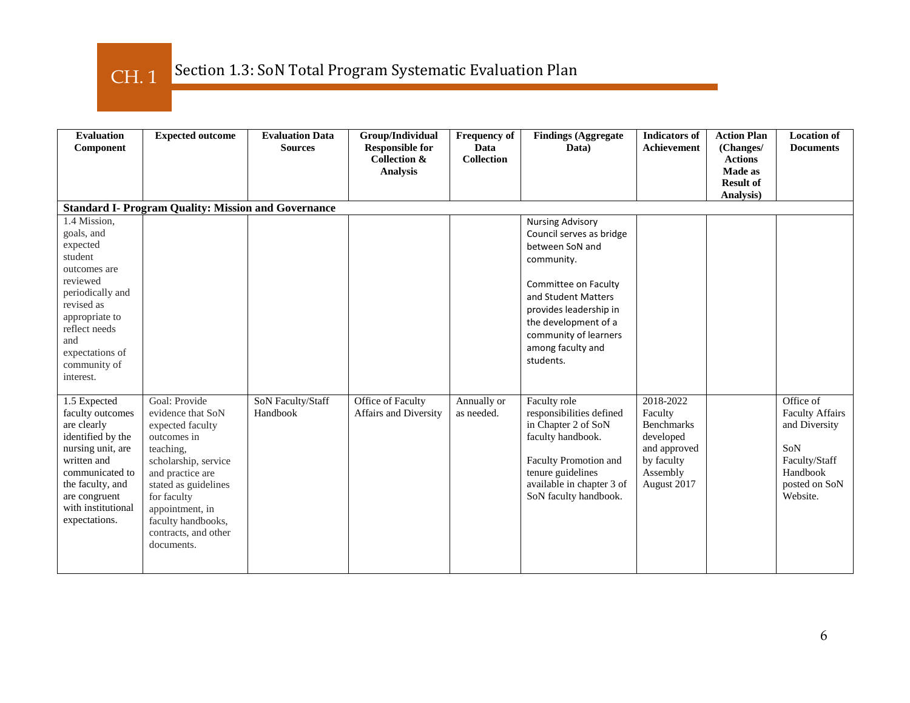# CH. 1 Section 1.3: SoN Total Program Systematic Evaluation Plan

| Evaluation Component | Expected outcome | Evaluation Data Sources | Group/Individual Responsible for Collection & Analysis | Frequency of Data Collection | Findings (Aggregate Data) | Indicators of Achievement | Action Plan (Changes/ Actions Made as Result of Analysis) | Location of Documents |
|---|---|---|---|---|---|---|---|---|
| **Standard I- Program Quality: Mission and Governance** | | | | | | | | |
| 1.4 Mission, goals, and expected student outcomes are reviewed periodically and revised as appropriate to reflect needs and expectations of community of interest. | | | | | Nursing Advisory Council serves as bridge between SoN and community.<br><br>Committee on Faculty and Student Matters provides leadership in the development of a community of learners among faculty and students. | | | |
| 1.5 Expected faculty outcomes are clearly identified by the nursing unit, are written and communicated to the faculty, and are congruent with institutional expectations. | Goal: Provide evidence that SoN expected faculty outcomes in teaching, scholarship, service and practice are stated as guidelines for faculty appointment, in faculty handbooks, contracts, and other documents. | SoN Faculty/Staff Handbook | Office of Faculty Affairs and Diversity | Annually or as needed. | Faculty role responsibilities defined in Chapter 2 of SoN faculty handbook.<br><br>Faculty Promotion and tenure guidelines available in chapter 3 of SoN faculty handbook. | 2018-2022 Faculty Benchmarks developed and approved by faculty Assembly August 2017 | | Office of Faculty Affairs and Diversity<br><br>SoN Faculty/Staff Handbook posted on SoN Website. |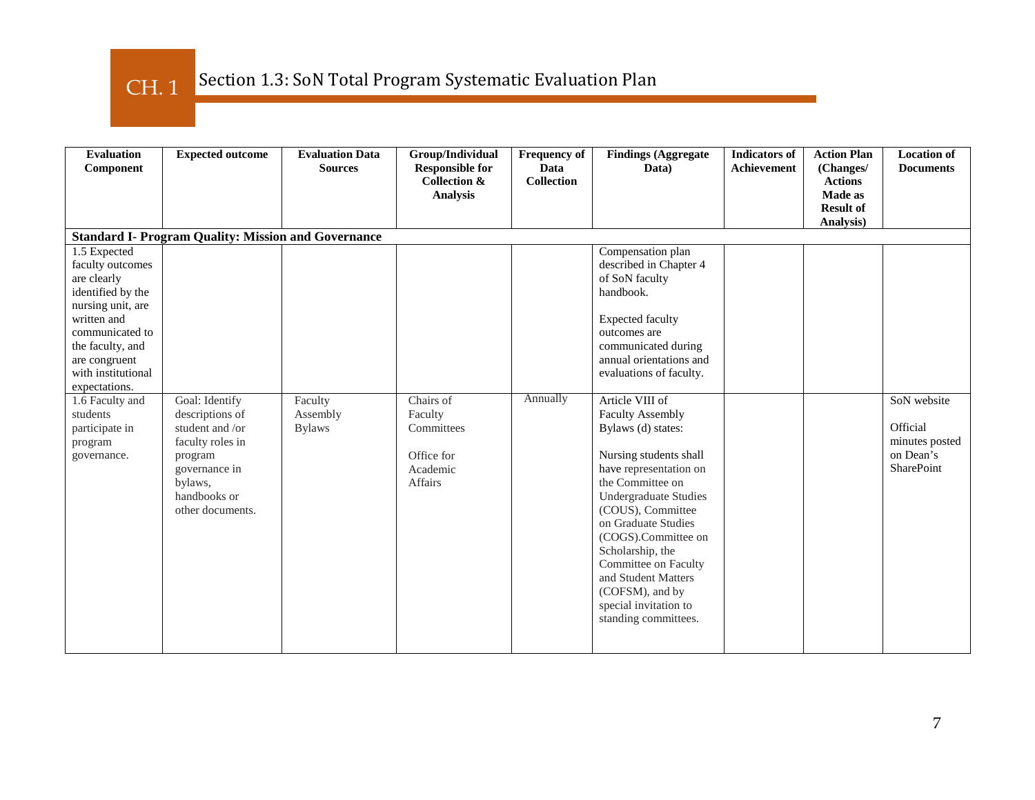CH. 1 Section 1.3: SoN Total Program Systematic Evaluation Plan

| Evaluation Component | Expected outcome | Evaluation Data Sources | Group/Individual Responsible for Collection & Analysis | Frequency of Data Collection | Findings (Aggregate Data) | Indicators of Achievement | Action Plan (Changes/ Actions Made as Result of Analysis) | Location of Documents |
|---|---|---|---|---|---|---|---|---|
| **Standard I- Program Quality: Mission and Governance** | | | | | | | | |
| 1.5 Expected faculty outcomes are clearly identified by the nursing unit, are written and communicated to the faculty, and are congruent with institutional expectations. | | | | | Compensation plan described in Chapter 4 of SoN faculty handbook.<br><br>Expected faculty outcomes are communicated during annual orientations and evaluations of faculty. | | | |
| 1.6 Faculty and students participate in program governance. | Goal: Identify descriptions of student and /or faculty roles in program governance in bylaws, handbooks or other documents. | Faculty Assembly Bylaws | Chairs of Faculty Committees<br><br>Office for Academic Affairs | Annually | Article VIII of Faculty Assembly Bylaws (d) states:<br><br>Nursing students shall have representation on the Committee on Undergraduate Studies (COUS), Committee on Graduate Studies (COGS).Committee on Scholarship, the Committee on Faculty and Student Matters (COFSM), and by special invitation to standing committees. | | | SoN website<br><br>Official minutes posted on Dean's SharePoint |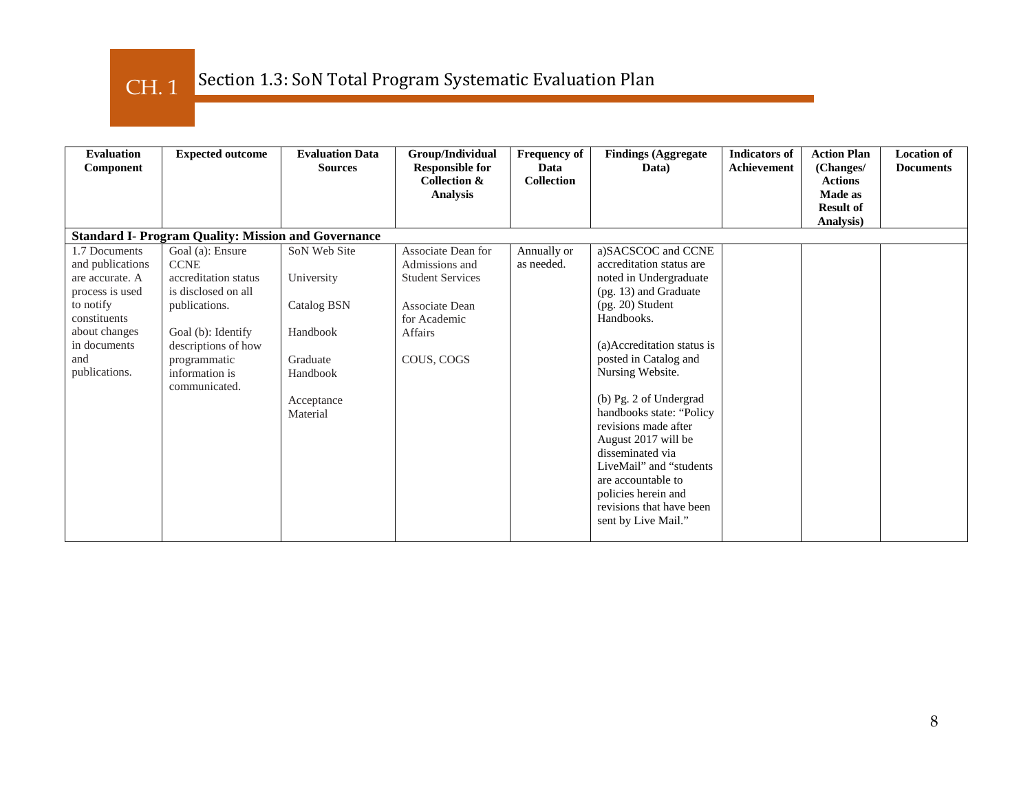# CH. 1 Section 1.3: SoN Total Program Systematic Evaluation Plan

| Evaluation Component | Expected outcome | Evaluation Data Sources | Group/Individual Responsible for Collection & Analysis | Frequency of Data Collection | Findings (Aggregate Data) | Indicators of Achievement | Action Plan (Changes/ Actions Made as Result of Analysis) | Location of Documents |
|---|---|---|---|---|---|---|---|---|
| **Standard I- Program Quality: Mission and Governance** | | | | | | | | |
| 1.7 Documents and publications are accurate. A process is used to notify constituents about changes in documents and publications. | Goal (a): Ensure CCNE accreditation status is disclosed on all publications.<br><br>Goal (b): Identify descriptions of how programmatic information is communicated. | SoN Web Site<br><br>University<br><br>Catalog BSN<br><br>Handbook<br><br>Graduate Handbook<br><br>Acceptance Material | Associate Dean for Admissions and Student Services<br><br>Associate Dean for Academic Affairs<br><br>COUS, COGS | Annually or as needed. | a)SACSCOC and CCNE accreditation status are noted in Undergraduate (pg. 13) and Graduate (pg. 20) Student Handbooks.<br><br>(a)Accreditation status is posted in Catalog and Nursing Website.<br><br>(b) Pg. 2 of Undergrad handbooks state: "Policy revisions made after August 2017 will be disseminated via LiveMail" and "students are accountable to policies herein and revisions that have been sent by Live Mail." | | | |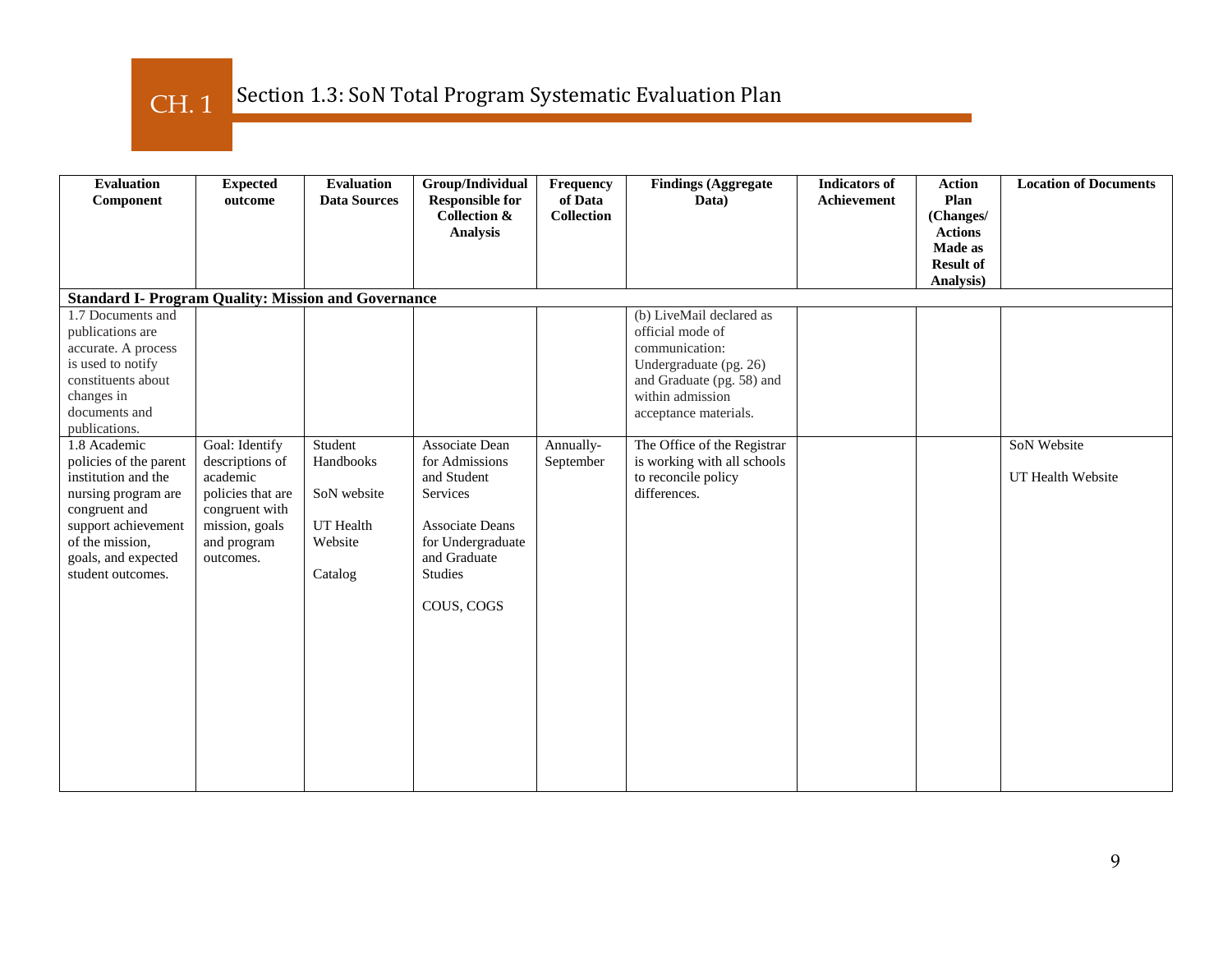## CH. 1 Section 1.3: SoN Total Program Systematic Evaluation Plan

| Evaluation Component | Expected outcome | Evaluation Data Sources | Group/Individual Responsible for Collection & Analysis | Frequency of Data Collection | Findings (Aggregate Data) | Indicators of Achievement | Action Plan (Changes/ Actions Made as Result of Analysis) | Location of Documents |
|---|---|---|---|---|---|---|---|---|
| **Standard I- Program Quality: Mission and Governance** | | | | | | | | |
| 1.7 Documents and publications are accurate. A process is used to notify constituents about changes in documents and publications. | | | | | (b) LiveMail declared as official mode of communication: Undergraduate (pg. 26) and Graduate (pg. 58) and within admission acceptance materials. | | | |
| 1.8 Academic policies of the parent institution and the nursing program are congruent and support achievement of the mission, goals, and expected student outcomes. | Goal: Identify descriptions of academic policies that are congruent with mission, goals and program outcomes. | Student Handbooks<br><br>SoN website<br><br>UT Health Website<br><br>Catalog | Associate Dean for Admissions and Student Services<br><br>Associate Deans for Undergraduate and Graduate Studies<br><br>COUS, COGS | Annually- September | The Office of the Registrar is working with all schools to reconcile policy differences. | | | SoN Website<br><br>UT Health Website |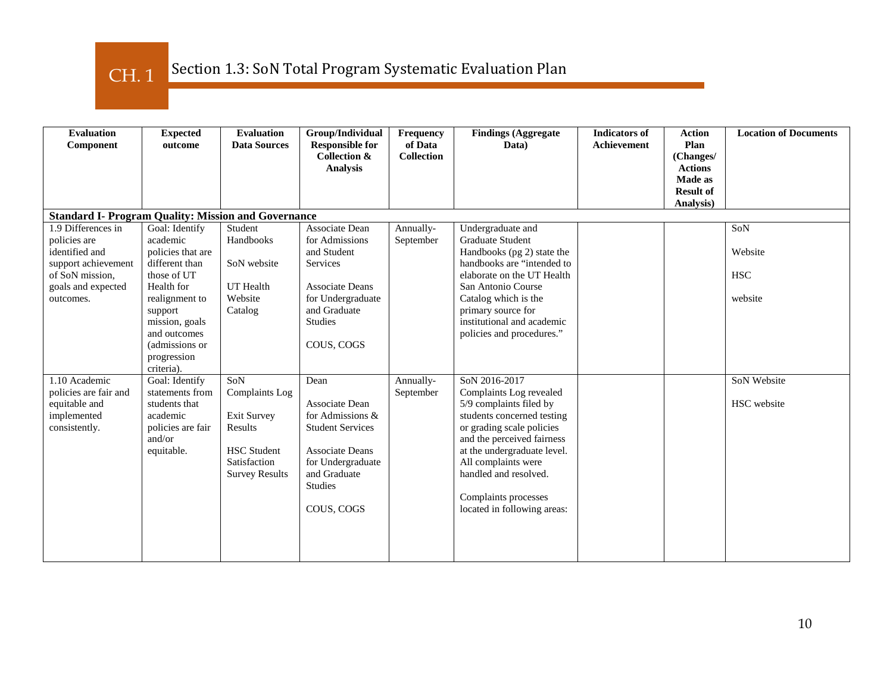# CH. 1 Section 1.3: SoN Total Program Systematic Evaluation Plan

| Evaluation Component | Expected outcome | Evaluation Data Sources | Group/Individual Responsible for Collection & Analysis | Frequency of Data Collection | Findings (Aggregate Data) | Indicators of Achievement | Action Plan (Changes/ Actions Made as Result of Analysis) | Location of Documents |
|---|---|---|---|---|---|---|---|---|
| **Standard I- Program Quality: Mission and Governance** | | | | | | | | |
| 1.9 Differences in policies are identified and support achievement of SoN mission, goals and expected outcomes. | Goal: Identify academic policies that are different than those of UT Health for realignment to support mission, goals and outcomes (admissions or progression criteria). | Student Handbooks<br><br>SoN website<br><br>UT Health Website Catalog | Associate Dean for Admissions and Student Services<br><br>Associate Deans for Undergraduate and Graduate Studies<br><br>COUS, COGS | Annually-September | Undergraduate and Graduate Student Handbooks (pg 2) state the handbooks are "intended to elaborate on the UT Health San Antonio Course Catalog which is the primary source for institutional and academic policies and procedures." | | | SoN<br><br>Website<br><br>HSC<br><br>website |
| 1.10 Academic policies are fair and equitable and implemented consistently. | Goal: Identify statements from students that academic policies are fair and/or equitable. | SoN Complaints Log<br><br>Exit Survey Results<br><br>HSC Student Satisfaction Survey Results | Dean<br><br>Associate Dean for Admissions & Student Services<br><br>Associate Deans for Undergraduate and Graduate Studies<br><br>COUS, COGS | Annually-September | SoN 2016-2017 Complaints Log revealed 5/9 complaints filed by students concerned testing or grading scale policies and the perceived fairness at the undergraduate level. All complaints were handled and resolved.<br><br>Complaints processes located in following areas: | | | SoN Website<br><br>HSC website |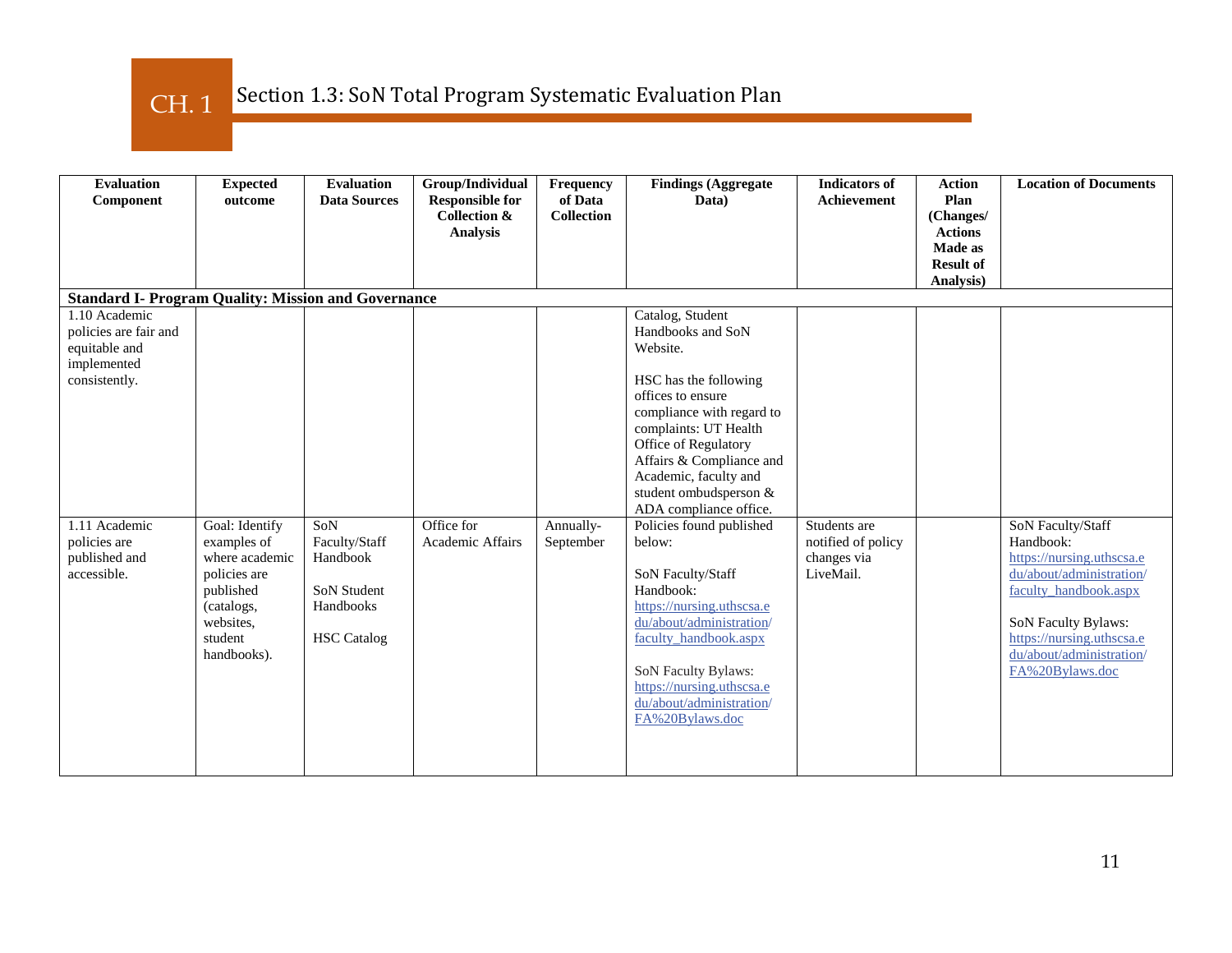## CH. 1 Section 1.3: SoN Total Program Systematic Evaluation Plan

| Evaluation Component | Expected outcome | Evaluation Data Sources | Group/Individual Responsible for Collection & Analysis | Frequency of Data Collection | Findings (Aggregate Data) | Indicators of Achievement | Action Plan (Changes/ Actions Made as Result of Analysis) | Location of Documents |
|---|---|---|---|---|---|---|---|---|
| **Standard I- Program Quality: Mission and Governance** | | | | | | | | |
| 1.10 Academic policies are fair and equitable and implemented consistently. | | | | | Catalog, Student Handbooks and SoN Website.<br><br>HSC has the following offices to ensure compliance with regard to complaints: UT Health Office of Regulatory Affairs & Compliance and Academic, faculty and student ombudsperson & ADA compliance office. | | | |
| 1.11 Academic policies are published and accessible. | Goal: Identify examples of where academic policies are published (catalogs, websites, student handbooks). | SoN Faculty/Staff Handbook<br><br>SoN Student Handbooks<br><br>HSC Catalog | Office for Academic Affairs | Annually- September | Policies found published below:<br><br>SoN Faculty/Staff Handbook: https://nursing.uthscsa.edu/about/administration/faculty_handbook.aspx<br><br>SoN Faculty Bylaws: https://nursing.uthscsa.edu/about/administration/FA%20Bylaws.doc | Students are notified of policy changes via LiveMail. | | SoN Faculty/Staff Handbook: https://nursing.uthscsa.edu/about/administration/faculty_handbook.aspx<br><br>SoN Faculty Bylaws: https://nursing.uthscsa.edu/about/administration/FA%20Bylaws.doc |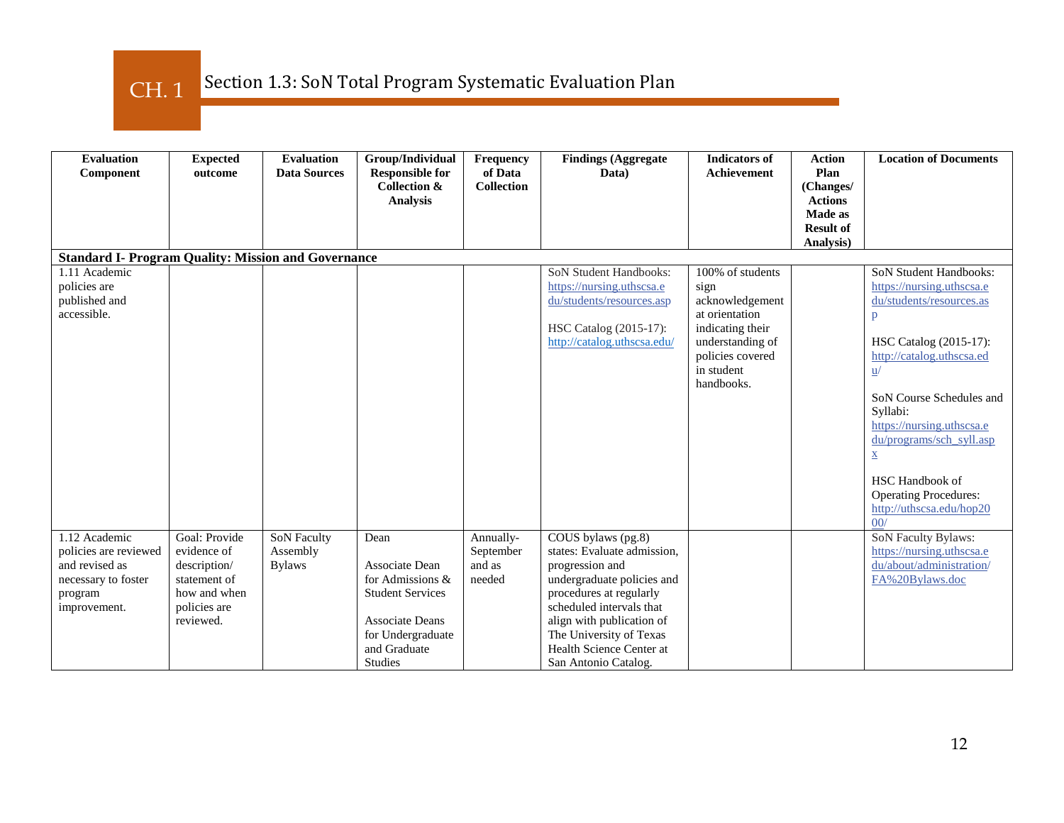# CH. 1 Section 1.3: SoN Total Program Systematic Evaluation Plan

| Evaluation Component | Expected outcome | Evaluation Data Sources | Group/Individual Responsible for Collection & Analysis | Frequency of Data Collection | Findings (Aggregate Data) | Indicators of Achievement | Action Plan (Changes/ Actions Made as Result of Analysis) | Location of Documents |
|---|---|---|---|---|---|---|---|---|
| **Standard I- Program Quality: Mission and Governance** | | | | | | | | |
| 1.11 Academic policies are published and accessible. | | | | | SoN Student Handbooks: https://nursing.uthscsa.edu/students/resources.asp<br><br>HSC Catalog (2015-17): http://catalog.uthscsa.edu/ | 100% of students sign acknowledgement at orientation indicating their understanding of policies covered in student handbooks. | | SoN Student Handbooks: https://nursing.uthscsa.edu/students/resources.asp<br><br>HSC Catalog (2015-17): http://catalog.uthscsa.edu/<br><br>SoN Course Schedules and Syllabi: https://nursing.uthscsa.edu/programs/sch_syll.aspx<br><br>HSC Handbook of Operating Procedures: http://uthscsa.edu/hop2000/ |
| 1.12 Academic policies are reviewed and revised as necessary to foster program improvement. | Goal: Provide evidence of description/ statement of how and when policies are reviewed. | SoN Faculty Assembly Bylaws | Dean<br><br>Associate Dean for Admissions & Student Services<br><br>Associate Deans for Undergraduate and Graduate Studies | Annually- September and as needed | COUS bylaws (pg.8) states: Evaluate admission, progression and undergraduate policies and procedures at regularly scheduled intervals that align with publication of The University of Texas Health Science Center at San Antonio Catalog. | | | SoN Faculty Bylaws: https://nursing.uthscsa.edu/about/administration/FA%20Bylaws.doc |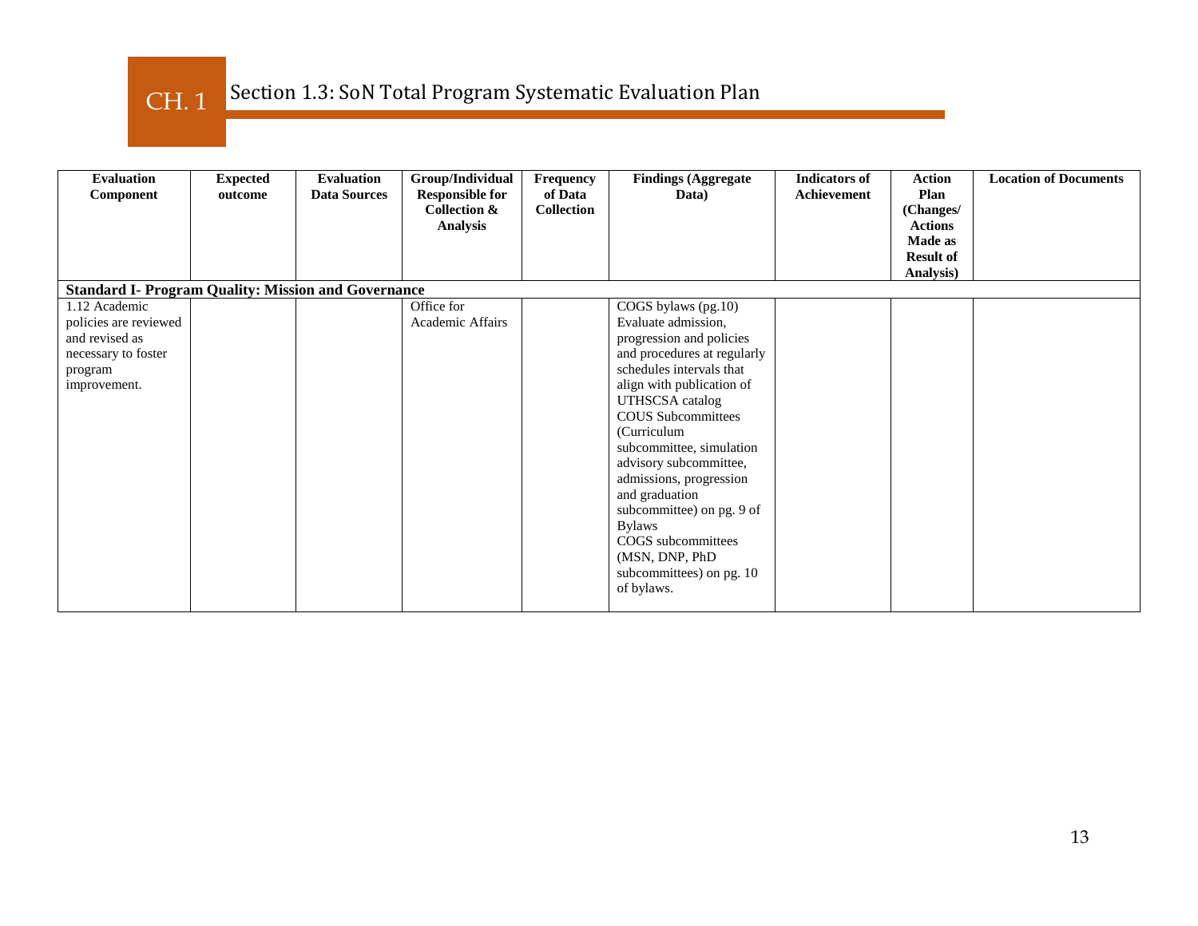CH. 1

## Section 1.3: SoN Total Program Systematic Evaluation Plan

| Evaluation Component | Expected outcome | Evaluation Data Sources | Group/Individual Responsible for Collection & Analysis | Frequency of Data Collection | Findings (Aggregate Data) | Indicators of Achievement | Action Plan (Changes/ Actions Made as Result of Analysis) | Location of Documents |
|---|---|---|---|---|---|---|---|---|
| **Standard I- Program Quality: Mission and Governance** | | | | | | | | |
| 1.12 Academic policies are reviewed and revised as necessary to foster program improvement. | | | Office for Academic Affairs | | COGS bylaws (pg.10) Evaluate admission, progression and policies and procedures at regularly schedules intervals that align with publication of UTHSCSA catalog COUS Subcommittees (Curriculum subcommittee, simulation advisory subcommittee, admissions, progression and graduation subcommittee) on pg. 9 of Bylaws COGS subcommittees (MSN, DNP, PhD subcommittees) on pg. 10 of bylaws. | | | |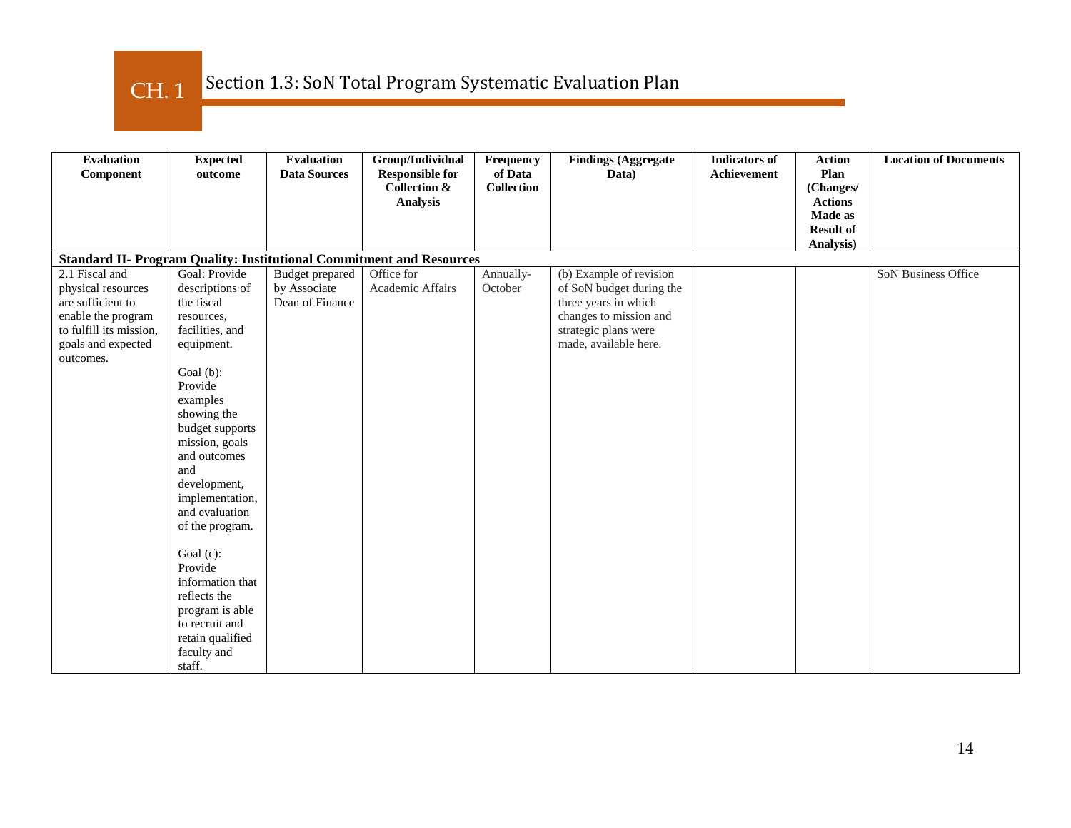# CH. 1 Section 1.3: SoN Total Program Systematic Evaluation Plan

| Evaluation Component | Expected outcome | Evaluation Data Sources | Group/Individual Responsible for Collection & Analysis | Frequency of Data Collection | Findings (Aggregate Data) | Indicators of Achievement | Action Plan (Changes/ Actions Made as Result of Analysis) | Location of Documents |
|---|---|---|---|---|---|---|---|---|
| **Standard II- Program Quality: Institutional Commitment and Resources** | | | | | | | | |
| 2.1 Fiscal and physical resources are sufficient to enable the program to fulfill its mission, goals and expected outcomes. | Goal: Provide descriptions of the fiscal resources, facilities, and equipment.<br><br>Goal (b): Provide examples showing the budget supports mission, goals and outcomes and development, implementation, and evaluation of the program.<br><br>Goal (c): Provide information that reflects the program is able to recruit and retain qualified faculty and staff. | Budget prepared by Associate Dean of Finance | Office for Academic Affairs | Annually-October | (b) Example of revision of SoN budget during the three years in which changes to mission and strategic plans were made, available here. | | | SoN Business Office |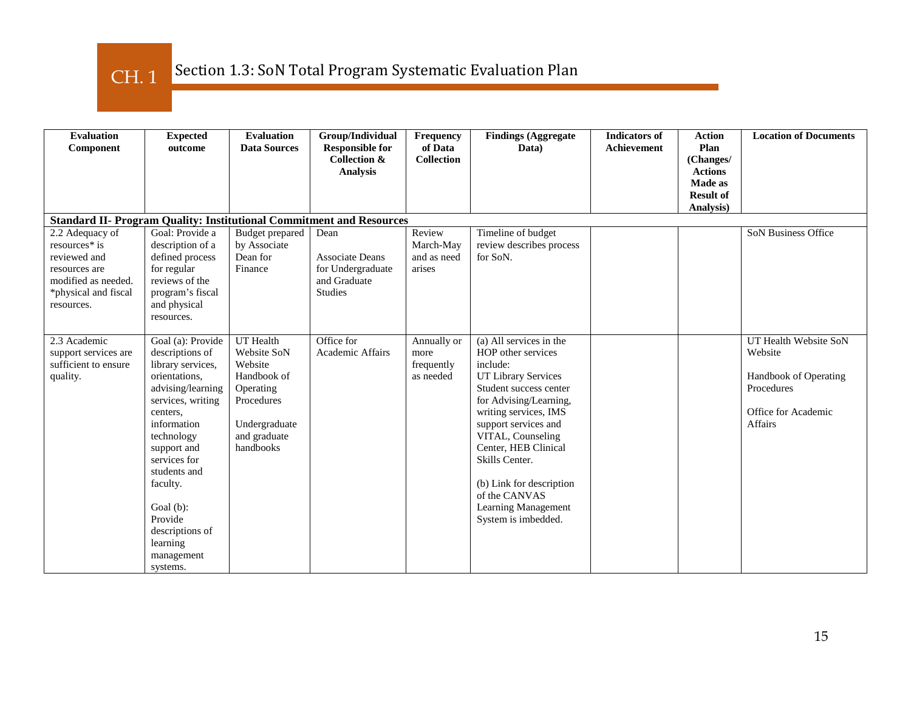# CH. 1 Section 1.3: SoN Total Program Systematic Evaluation Plan

| Evaluation Component | Expected outcome | Evaluation Data Sources | Group/Individual Responsible for Collection & Analysis | Frequency of Data Collection | Findings (Aggregate Data) | Indicators of Achievement | Action Plan (Changes/ Actions Made as Result of Analysis) | Location of Documents |
|---|---|---|---|---|---|---|---|---|
| **Standard II- Program Quality: Institutional Commitment and Resources** | | | | | | | | |
| 2.2 Adequacy of resources* is reviewed and resources are modified as needed. *physical and fiscal resources. | Goal: Provide a description of a defined process for regular reviews of the program's fiscal and physical resources. | Budget prepared by Associate Dean for Finance | Dean<br><br>Associate Deans for Undergraduate and Graduate Studies | Review March-May and as need arises | Timeline of budget review describes process for SoN. | | | SoN Business Office |
| 2.3 Academic support services are sufficient to ensure quality. | Goal (a): Provide descriptions of library services, orientations, advising/learning services, writing centers, information technology support and services for students and faculty.<br><br>Goal (b): Provide descriptions of learning management systems. | UT Health Website SoN Website Handbook of Operating Procedures<br><br>Undergraduate and graduate handbooks | Office for Academic Affairs | Annually or more frequently as needed | (a) All services in the HOP other services include: UT Library Services Student success center for Advising/Learning, writing services, IMS support services and VITAL, Counseling Center, HEB Clinical Skills Center.<br><br>(b) Link for description of the CANVAS Learning Management System is imbedded. | | | UT Health Website SoN Website<br><br>Handbook of Operating Procedures<br><br>Office for Academic Affairs |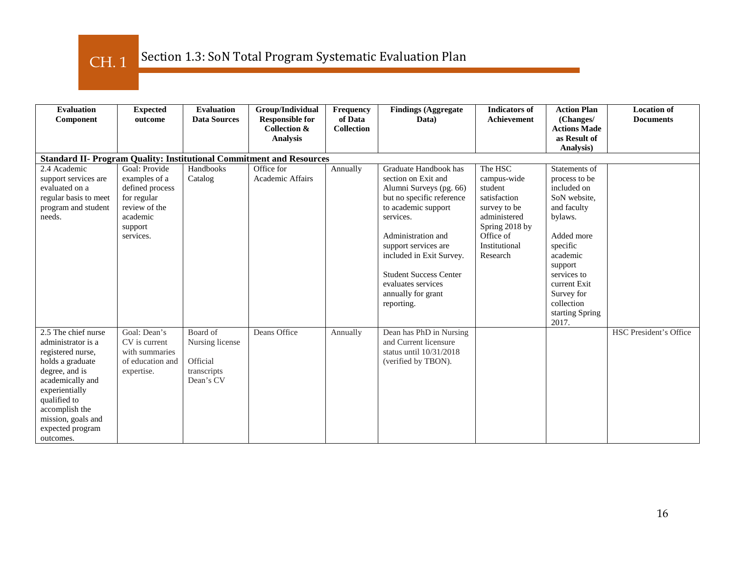# CH. 1 Section 1.3: SoN Total Program Systematic Evaluation Plan

| Evaluation Component | Expected outcome | Evaluation Data Sources | Group/Individual Responsible for Collection & Analysis | Frequency of Data Collection | Findings (Aggregate Data) | Indicators of Achievement | Action Plan (Changes/ Actions Made as Result of Analysis) | Location of Documents |
|---|---|---|---|---|---|---|---|---|
| **Standard II- Program Quality: Institutional Commitment and Resources** | | | | | | | | |
| 2.4 Academic support services are evaluated on a regular basis to meet program and student needs. | Goal: Provide examples of a defined process for regular review of the academic support services. | Handbooks Catalog | Office for Academic Affairs | Annually | Graduate Handbook has section on Exit and Alumni Surveys (pg. 66) but no specific reference to academic support services.<br><br>Administration and support services are included in Exit Survey.<br><br>Student Success Center evaluates services annually for grant reporting. | The HSC campus-wide student satisfaction survey to be administered Spring 2018 by Office of Institutional Research | Statements of process to be included on SoN website, and faculty bylaws.<br><br>Added more specific academic support services to current Exit Survey for collection starting Spring 2017. | |
| 2.5 The chief nurse administrator is a registered nurse, holds a graduate degree, and is academically and experientially qualified to accomplish the mission, goals and expected program outcomes. | Goal: Dean's CV is current with summaries of education and expertise. | Board of Nursing license<br><br>Official transcripts Dean's CV | Deans Office | Annually | Dean has PhD in Nursing and Current licensure status until 10/31/2018 (verified by TBON). | | | HSC President's Office |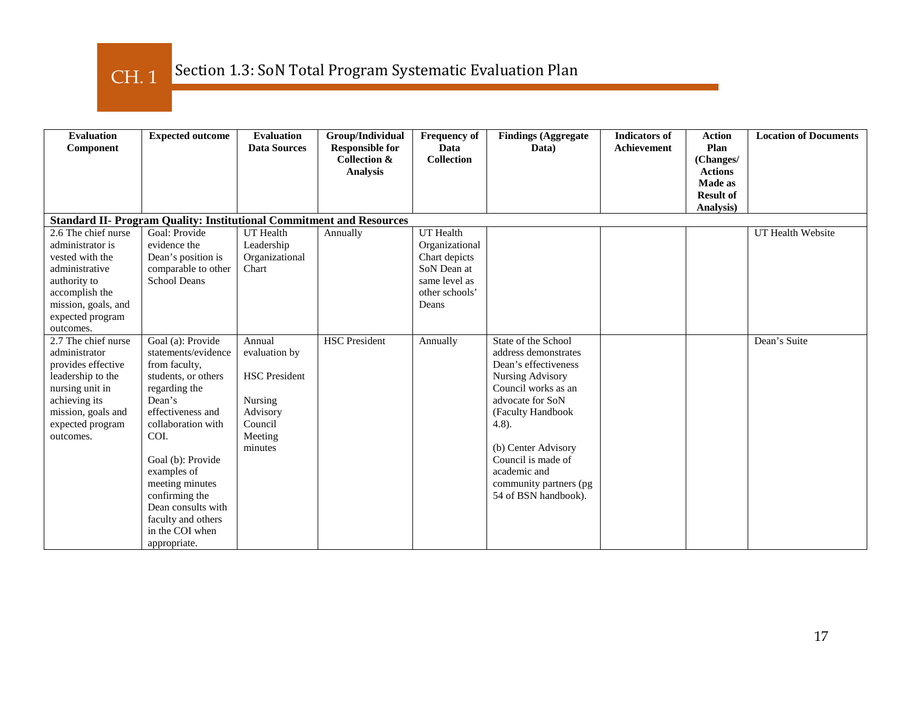# CH. 1 Section 1.3: SoN Total Program Systematic Evaluation Plan

| Evaluation Component | Expected outcome | Evaluation Data Sources | Group/Individual Responsible for Collection & Analysis | Frequency of Data Collection | Findings (Aggregate Data) | Indicators of Achievement | Action Plan (Changes/ Actions Made as Result of Analysis) | Location of Documents |
|---|---|---|---|---|---|---|---|---|
| **Standard II- Program Quality: Institutional Commitment and Resources** | | | | | | | | |
| 2.6 The chief nurse administrator is vested with the administrative authority to accomplish the mission, goals, and expected program outcomes. | Goal: Provide evidence the Dean's position is comparable to other School Deans | UT Health Leadership Organizational Chart | Annually | UT Health Organizational Chart depicts SoN Dean at same level as other schools' Deans | | | | UT Health Website |
| 2.7 The chief nurse administrator provides effective leadership to the nursing unit in achieving its mission, goals and expected program outcomes. | Goal (a): Provide statements/evidence from faculty, students, or others regarding the Dean's effectiveness and collaboration with COI.<br><br>Goal (b): Provide examples of meeting minutes confirming the Dean consults with faculty and others in the COI when appropriate. | Annual evaluation by<br><br>HSC President<br><br>Nursing Advisory Council Meeting minutes | HSC President | Annually | State of the School address demonstrates Dean's effectiveness Nursing Advisory Council works as an advocate for SoN (Faculty Handbook 4.8).<br><br>(b) Center Advisory Council is made of academic and community partners (pg 54 of BSN handbook). | | | Dean's Suite |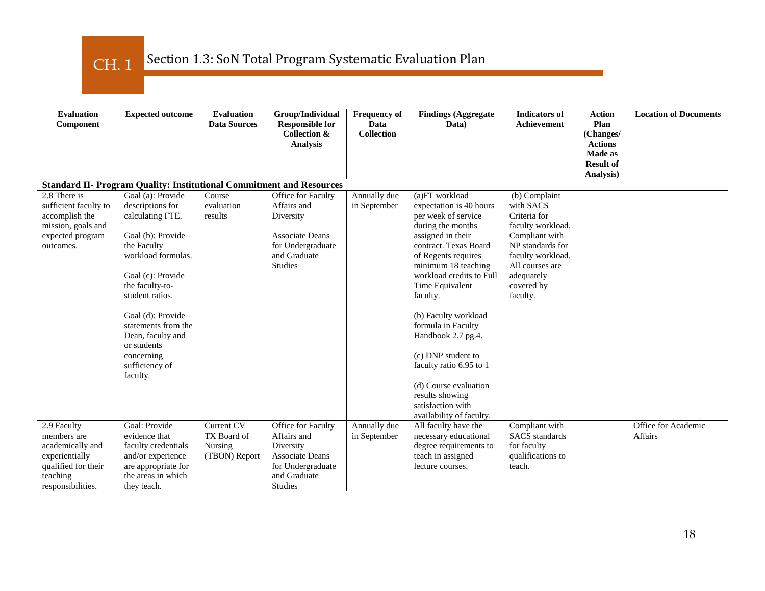# CH. 1 Section 1.3: SoN Total Program Systematic Evaluation Plan

| Evaluation Component | Expected outcome | Evaluation Data Sources | Group/Individual Responsible for Collection & Analysis | Frequency of Data Collection | Findings (Aggregate Data) | Indicators of Achievement | Action Plan (Changes/ Actions Made as Result of Analysis) | Location of Documents |
|---|---|---|---|---|---|---|---|---|
| **Standard II- Program Quality: Institutional Commitment and Resources** | | | | | | | | |
| 2.8 There is sufficient faculty to accomplish the mission, goals and expected program outcomes. | Goal (a): Provide descriptions for calculating FTE.<br><br>Goal (b): Provide the Faculty workload formulas.<br><br>Goal (c): Provide the faculty-to-student ratios.<br><br>Goal (d): Provide statements from the Dean, faculty and or students concerning sufficiency of faculty. | Course evaluation results | Office for Faculty Affairs and Diversity<br><br>Associate Deans for Undergraduate and Graduate Studies | Annually due in September | (a)FT workload expectation is 40 hours per week of service during the months assigned in their contract. Texas Board of Regents requires minimum 18 teaching workload credits to Full Time Equivalent faculty.<br><br>(b) Faculty workload formula in Faculty Handbook 2.7 pg.4.<br><br>(c) DNP student to faculty ratio 6.95 to 1<br><br>(d) Course evaluation results showing satisfaction with availability of faculty. | (b) Complaint with SACS Criteria for faculty workload. Compliant with NP standards for faculty workload. All courses are adequately covered by faculty. | | |
| 2.9 Faculty members are academically and experientially qualified for their teaching responsibilities. | Goal: Provide evidence that faculty credentials and/or experience are appropriate for the areas in which they teach. | Current CV TX Board of Nursing (TBON) Report | Office for Faculty Affairs and Diversity Associate Deans for Undergraduate and Graduate Studies | Annually due in September | All faculty have the necessary educational degree requirements to teach in assigned lecture courses. | Compliant with SACS standards for faculty qualifications to teach. | | Office for Academic Affairs |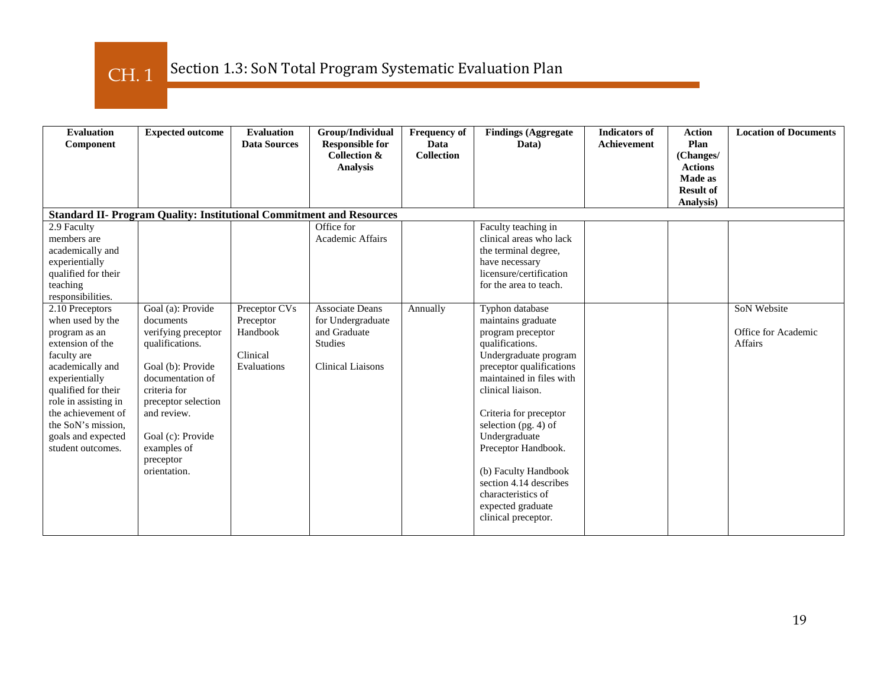## CH. 1 Section 1.3: SoN Total Program Systematic Evaluation Plan

| Evaluation Component | Expected outcome | Evaluation Data Sources | Group/Individual Responsible for Collection & Analysis | Frequency of Data Collection | Findings (Aggregate Data) | Indicators of Achievement | Action Plan (Changes/ Actions Made as Result of Analysis) | Location of Documents |
|---|---|---|---|---|---|---|---|---|
| **Standard II- Program Quality: Institutional Commitment and Resources** | | | | | | | | |
| 2.9 Faculty members are academically and experientially qualified for their teaching responsibilities. | | | Office for Academic Affairs | | Faculty teaching in clinical areas who lack the terminal degree, have necessary licensure/certification for the area to teach. | | | |
| 2.10 Preceptors when used by the program as an extension of the faculty are academically and experientially qualified for their role in assisting in the achievement of the SoN's mission, goals and expected student outcomes. | Goal (a): Provide documents verifying preceptor qualifications.<br><br>Goal (b): Provide documentation of criteria for preceptor selection and review.<br><br>Goal (c): Provide examples of preceptor orientation. | Preceptor CVs<br>Preceptor Handbook<br><br>Clinical Evaluations | Associate Deans for Undergraduate and Graduate Studies<br><br>Clinical Liaisons | Annually | Typhon database maintains graduate program preceptor qualifications. Undergraduate program preceptor qualifications maintained in files with clinical liaison.<br><br>Criteria for preceptor selection (pg. 4) of Undergraduate Preceptor Handbook.<br><br>(b) Faculty Handbook section 4.14 describes characteristics of expected graduate clinical preceptor. | | | SoN Website<br><br>Office for Academic Affairs |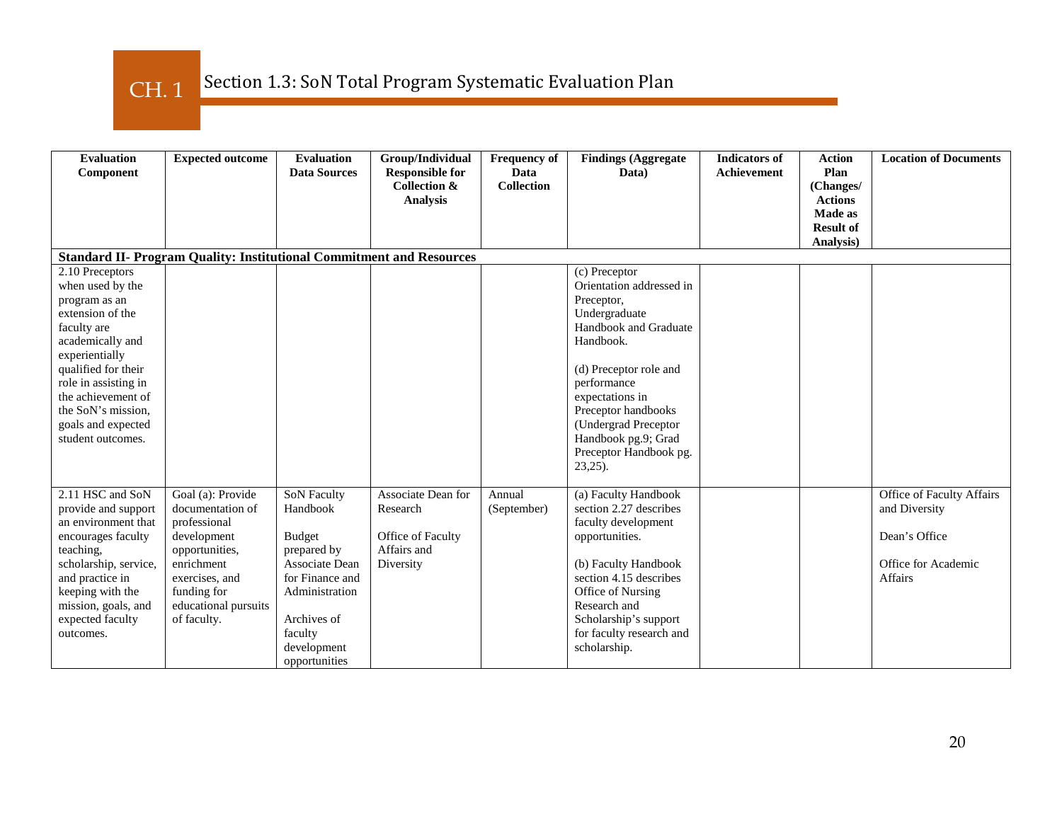# CH. 1 Section 1.3: SoN Total Program Systematic Evaluation Plan

| Evaluation Component | Expected outcome | Evaluation Data Sources | Group/Individual Responsible for Collection & Analysis | Frequency of Data Collection | Findings (Aggregate Data) | Indicators of Achievement | Action Plan (Changes/ Actions Made as Result of Analysis) | Location of Documents |
|---|---|---|---|---|---|---|---|---|
| **Standard II- Program Quality: Institutional Commitment and Resources** | | | | | | | | |
| 2.10 Preceptors when used by the program as an extension of the faculty are academically and experientially qualified for their role in assisting in the achievement of the SoN's mission, goals and expected student outcomes. | | | | | (c) Preceptor Orientation addressed in Preceptor, Undergraduate Handbook and Graduate Handbook.<br><br>(d) Preceptor role and performance expectations in Preceptor handbooks (Undergrad Preceptor Handbook pg.9; Grad Preceptor Handbook pg. 23,25). | | | |
| 2.11 HSC and SoN provide and support an environment that encourages faculty teaching, scholarship, service, and practice in keeping with the mission, goals, and expected faculty outcomes. | Goal (a): Provide documentation of professional development opportunities, enrichment exercises, and funding for educational pursuits of faculty. | SoN Faculty Handbook<br><br>Budget prepared by Associate Dean for Finance and Administration<br><br>Archives of faculty development opportunities | Associate Dean for Research<br><br>Office of Faculty Affairs and Diversity | Annual (September) | (a) Faculty Handbook section 2.27 describes faculty development opportunities.<br><br>(b) Faculty Handbook section 4.15 describes Office of Nursing Research and Scholarship's support for faculty research and scholarship. | | | Office of Faculty Affairs and Diversity<br><br>Dean's Office<br><br>Office for Academic Affairs |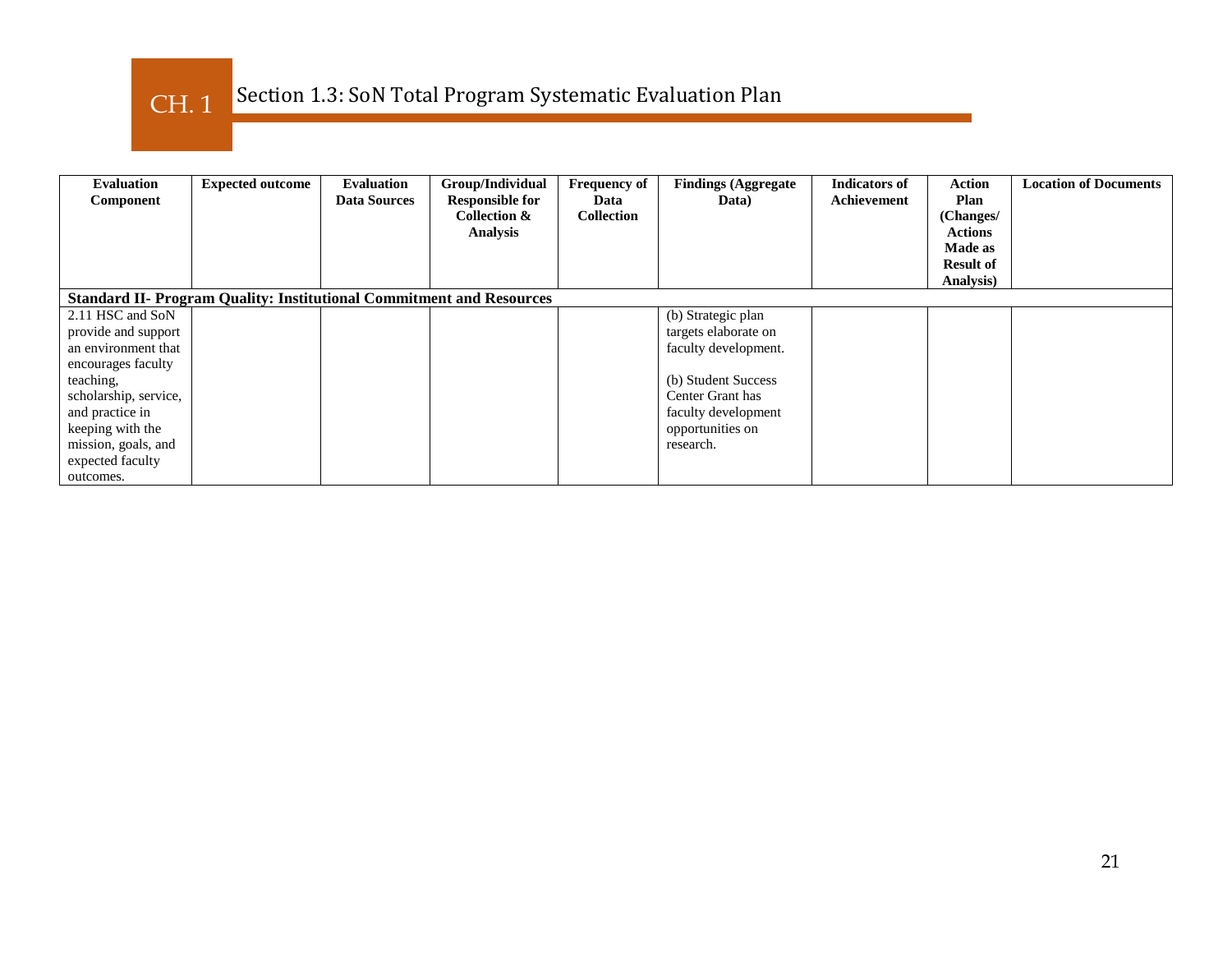## CH. 1 Section 1.3: SoN Total Program Systematic Evaluation Plan

| Evaluation Component | Expected outcome | Evaluation Data Sources | Group/Individual Responsible for Collection & Analysis | Frequency of Data Collection | Findings (Aggregate Data) | Indicators of Achievement | Action Plan (Changes/ Actions Made as Result of Analysis) | Location of Documents |
|---|---|---|---|---|---|---|---|---|
| **Standard II- Program Quality: Institutional Commitment and Resources** | | | | | | | | |
| 2.11 HSC and SoN provide and support an environment that encourages faculty teaching, scholarship, service, and practice in keeping with the mission, goals, and expected faculty outcomes. | | | | | (b) Strategic plan targets elaborate on faculty development.<br><br>(b) Student Success Center Grant has faculty development opportunities on research. | | | |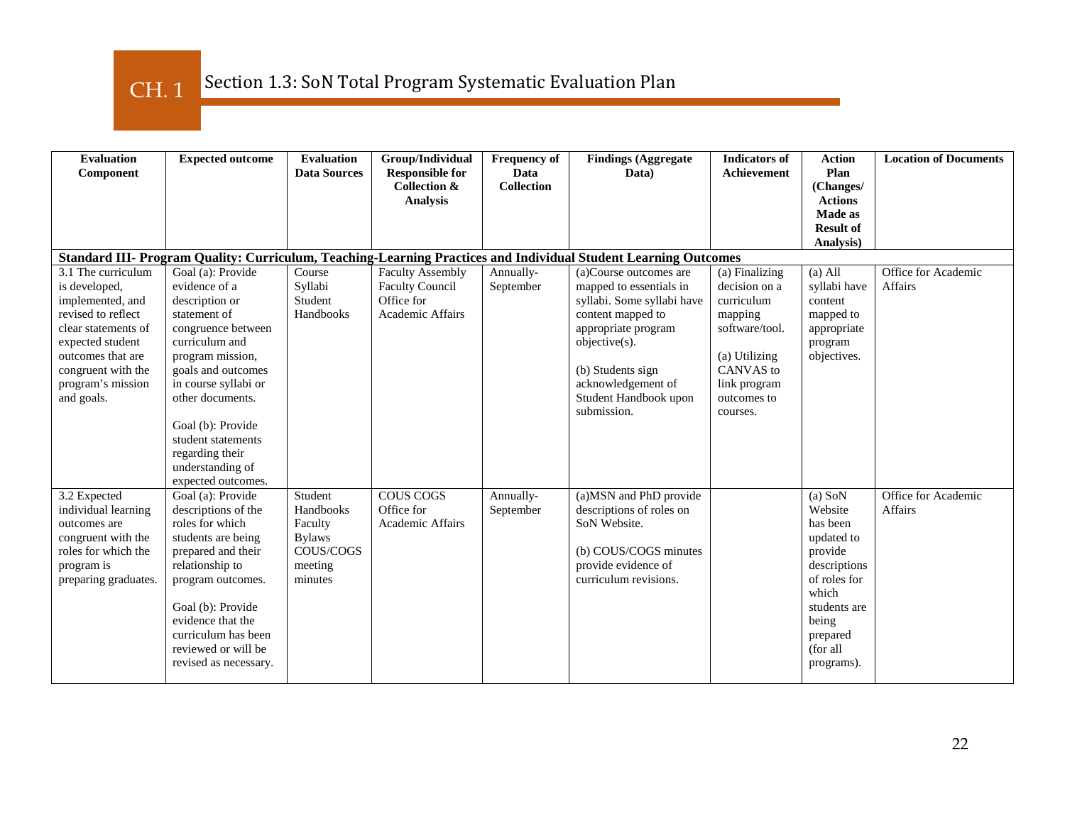# CH. 1 Section 1.3: SoN Total Program Systematic Evaluation Plan

| Evaluation Component | Expected outcome | Evaluation Data Sources | Group/Individual Responsible for Collection & Analysis | Frequency of Data Collection | Findings (Aggregate Data) | Indicators of Achievement | Action Plan (Changes/ Actions Made as Result of Analysis) | Location of Documents |
|---|---|---|---|---|---|---|---|---|
| **Standard III- Program Quality: Curriculum, Teaching-Learning Practices and Individual Student Learning Outcomes** | | | | | | | | |
| 3.1 The curriculum is developed, implemented, and revised to reflect clear statements of expected student outcomes that are congruent with the program's mission and goals. | Goal (a): Provide evidence of a description or statement of congruence between curriculum and program mission, goals and outcomes in course syllabi or other documents.<br><br>Goal (b): Provide student statements regarding their understanding of expected outcomes. | Course Syllabi<br>Student Handbooks | Faculty Assembly<br>Faculty Council<br>Office for Academic Affairs | Annually-September | (a)Course outcomes are mapped to essentials in syllabi. Some syllabi have content mapped to appropriate program objective(s).<br><br>(b) Students sign acknowledgement of Student Handbook upon submission. | (a) Finalizing decision on a curriculum mapping software/tool.<br><br>(a) Utilizing CANVAS to link program outcomes to courses. | (a) All syllabi have content mapped to appropriate program objectives. | Office for Academic Affairs |
| 3.2 Expected individual learning outcomes are congruent with the roles for which the program is preparing graduates. | Goal (a): Provide descriptions of the roles for which students are being prepared and their relationship to program outcomes.<br><br>Goal (b): Provide evidence that the curriculum has been reviewed or will be revised as necessary. | Student Handbooks<br>Faculty Bylaws<br>COUS/COGS meeting minutes | COUS COGS<br>Office for Academic Affairs | Annually-September | (a)MSN and PhD provide descriptions of roles on SoN Website.<br><br>(b) COUS/COGS minutes provide evidence of curriculum revisions. | | (a) SoN Website has been updated to provide descriptions of roles for which students are being prepared (for all programs). | Office for Academic Affairs |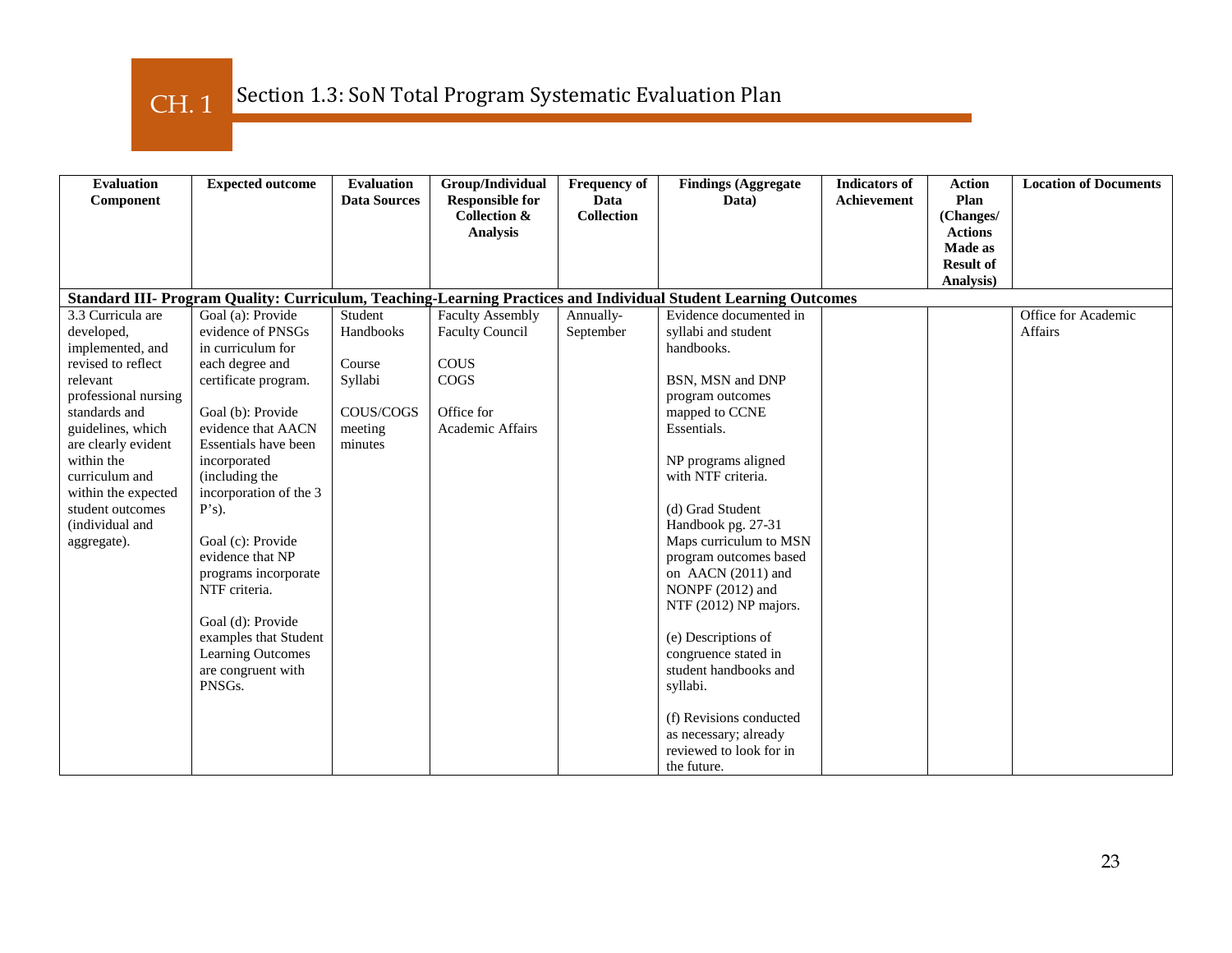# CH. 1 Section 1.3: SoN Total Program Systematic Evaluation Plan

| Evaluation Component | Expected outcome | Evaluation Data Sources | Group/Individual Responsible for Collection & Analysis | Frequency of Data Collection | Findings (Aggregate Data) | Indicators of Achievement | Action Plan (Changes/ Actions Made as Result of Analysis) | Location of Documents |
|---|---|---|---|---|---|---|---|---|
| **Standard III- Program Quality: Curriculum, Teaching-Learning Practices and Individual Student Learning Outcomes** | | | | | | | | |
| 3.3 Curricula are developed, implemented, and revised to reflect relevant professional nursing standards and guidelines, which are clearly evident within the curriculum and within the expected student outcomes (individual and aggregate). | Goal (a): Provide evidence of PNSGs in curriculum for each degree and certificate program.<br><br>Goal (b): Provide evidence that AACN Essentials have been incorporated (including the incorporation of the 3 P's).<br><br>Goal (c): Provide evidence that NP programs incorporate NTF criteria.<br><br>Goal (d): Provide examples that Student Learning Outcomes are congruent with PNSGs. | Student Handbooks<br><br>Course Syllabi<br><br>COUS/COGS meeting minutes | Faculty Assembly<br>Faculty Council<br><br>COUS<br>COGS<br><br>Office for Academic Affairs | Annually-September | Evidence documented in syllabi and student handbooks.<br><br>BSN, MSN and DNP program outcomes mapped to CCNE Essentials.<br><br>NP programs aligned with NTF criteria.<br><br>(d) Grad Student Handbook pg. 27-31 Maps curriculum to MSN program outcomes based on AACN (2011) and NONPF (2012) and NTF (2012) NP majors.<br><br>(e) Descriptions of congruence stated in student handbooks and syllabi.<br><br>(f) Revisions conducted as necessary; already reviewed to look for in the future. | | | Office for Academic Affairs |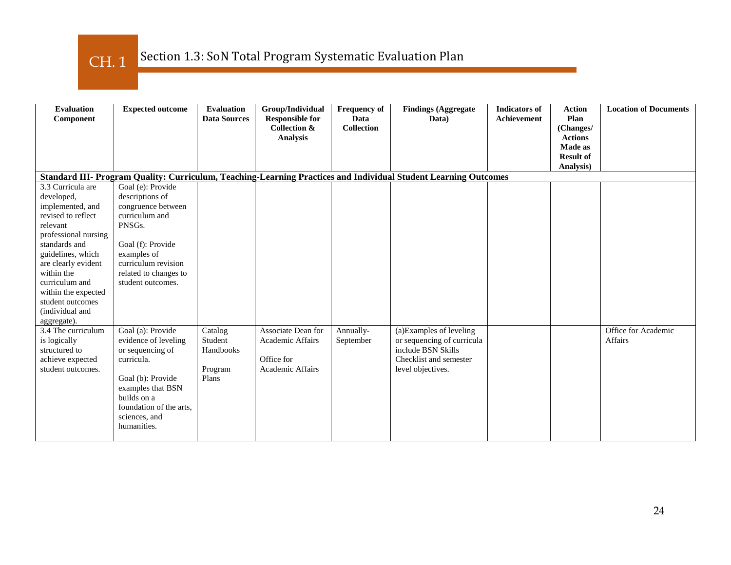# CH. 1 Section 1.3: SoN Total Program Systematic Evaluation Plan

| Evaluation Component | Expected outcome | Evaluation Data Sources | Group/Individual Responsible for Collection & Analysis | Frequency of Data Collection | Findings (Aggregate Data) | Indicators of Achievement | Action Plan (Changes/ Actions Made as Result of Analysis) | Location of Documents |
|---|---|---|---|---|---|---|---|---|
| **Standard III- Program Quality: Curriculum, Teaching-Learning Practices and Individual Student Learning Outcomes** | | | | | | | | |
| 3.3 Curricula are developed, implemented, and revised to reflect relevant professional nursing standards and guidelines, which are clearly evident within the curriculum and within the expected student outcomes (individual and aggregate). | Goal (e): Provide descriptions of congruence between curriculum and PNSGs.<br><br>Goal (f): Provide examples of curriculum revision related to changes to student outcomes. | | | | | | | |
| 3.4 The curriculum is logically structured to achieve expected student outcomes. | Goal (a): Provide evidence of leveling or sequencing of curricula.<br><br>Goal (b): Provide examples that BSN builds on a foundation of the arts, sciences, and humanities. | Catalog Student Handbooks<br><br>Program Plans | Associate Dean for Academic Affairs<br><br>Office for Academic Affairs | Annually- September | (a)Examples of leveling or sequencing of curricula include BSN Skills Checklist and semester level objectives. | | | Office for Academic Affairs |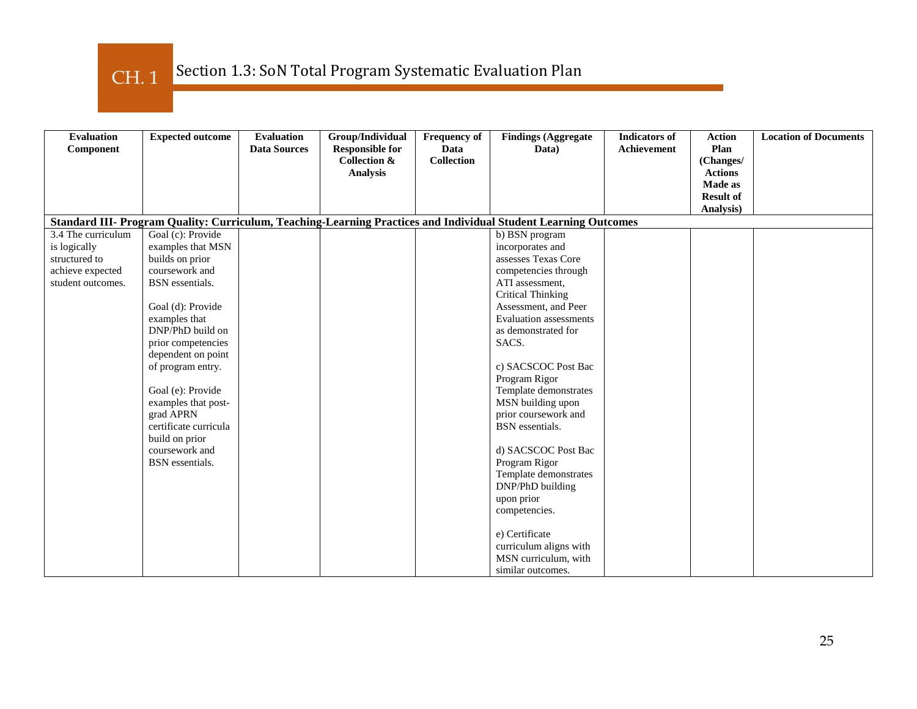# CH. 1 Section 1.3: SoN Total Program Systematic Evaluation Plan

| Evaluation Component | Expected outcome | Evaluation Data Sources | Group/Individual Responsible for Collection & Analysis | Frequency of Data Collection | Findings (Aggregate Data) | Indicators of Achievement | Action Plan (Changes/ Actions Made as Result of Analysis) | Location of Documents |
|---|---|---|---|---|---|---|---|---|
| **Standard III- Program Quality: Curriculum, Teaching-Learning Practices and Individual Student Learning Outcomes** | | | | | | | | |
| 3.4 The curriculum is logically structured to achieve expected student outcomes. | Goal (c): Provide examples that MSN builds on prior coursework and BSN essentials.<br><br>Goal (d): Provide examples that DNP/PhD build on prior competencies dependent on point of program entry.<br><br>Goal (e): Provide examples that post-grad APRN certificate curricula build on prior coursework and BSN essentials. | | | | b) BSN program incorporates and assesses Texas Core competencies through ATI assessment, Critical Thinking Assessment, and Peer Evaluation assessments as demonstrated for SACS.<br><br>c) SACSCOC Post Bac Program Rigor Template demonstrates MSN building upon prior coursework and BSN essentials.<br><br>d) SACSCOC Post Bac Program Rigor Template demonstrates DNP/PhD building upon prior competencies.<br><br>e) Certificate curriculum aligns with MSN curriculum, with similar outcomes. | | | |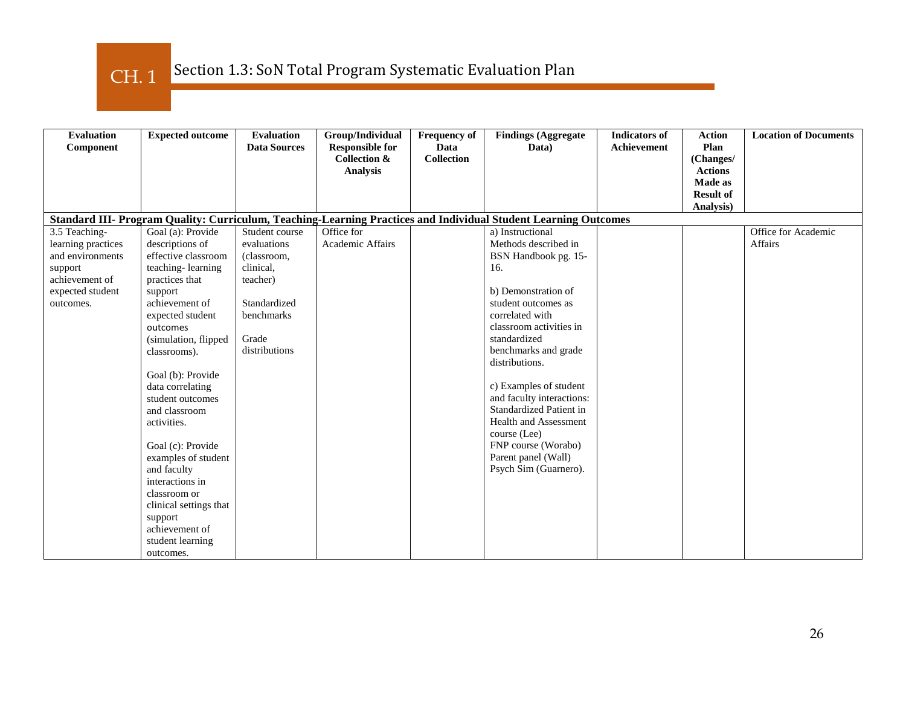# CH. 1 Section 1.3: SoN Total Program Systematic Evaluation Plan

| Evaluation Component | Expected outcome | Evaluation Data Sources | Group/Individual Responsible for Collection & Analysis | Frequency of Data Collection | Findings (Aggregate Data) | Indicators of Achievement | Action Plan (Changes/ Actions Made as Result of Analysis) | Location of Documents |
|---|---|---|---|---|---|---|---|---|
| **Standard III- Program Quality: Curriculum, Teaching-Learning Practices and Individual Student Learning Outcomes** | | | | | | | | |
| 3.5 Teaching-learning practices and environments support achievement of expected student outcomes. | Goal (a): Provide descriptions of effective classroom teaching- learning practices that support achievement of expected student outcomes (simulation, flipped classrooms).<br><br>Goal (b): Provide data correlating student outcomes and classroom activities.<br><br>Goal (c): Provide examples of student and faculty interactions in classroom or clinical settings that support achievement of student learning outcomes. | Student course evaluations (classroom, clinical, teacher)<br><br>Standardized benchmarks<br><br>Grade distributions | Office for Academic Affairs | | a) Instructional Methods described in BSN Handbook pg. 15-16.<br><br>b) Demonstration of student outcomes as correlated with classroom activities in standardized benchmarks and grade distributions.<br><br>c) Examples of student and faculty interactions: Standardized Patient in Health and Assessment course (Lee)<br>FNP course (Worabo)<br>Parent panel (Wall)<br>Psych Sim (Guarnero). | | | Office for Academic Affairs |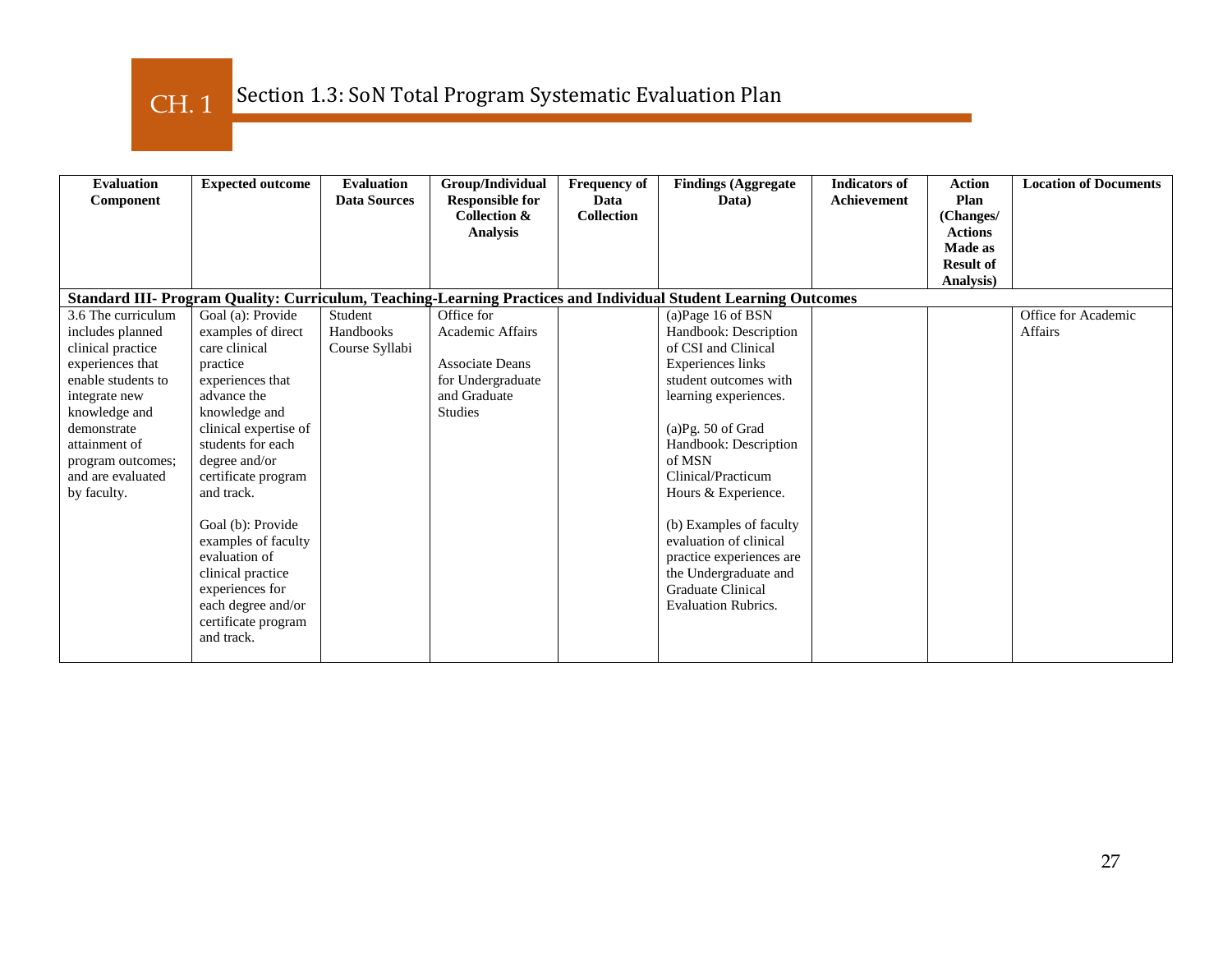# CH. 1 Section 1.3: SoN Total Program Systematic Evaluation Plan

| Evaluation Component | Expected outcome | Evaluation Data Sources | Group/Individual Responsible for Collection & Analysis | Frequency of Data Collection | Findings (Aggregate Data) | Indicators of Achievement | Action Plan (Changes/ Actions Made as Result of Analysis) | Location of Documents |
|---|---|---|---|---|---|---|---|---|
| **Standard III- Program Quality: Curriculum, Teaching-Learning Practices and Individual Student Learning Outcomes** | | | | | | | | |
| 3.6 The curriculum includes planned clinical practice experiences that enable students to integrate new knowledge and demonstrate attainment of program outcomes; and are evaluated by faculty. | Goal (a): Provide examples of direct care clinical practice experiences that advance the knowledge and clinical expertise of students for each degree and/or certificate program and track.<br><br>Goal (b): Provide examples of faculty evaluation of clinical practice experiences for each degree and/or certificate program and track. | Student Handbooks Course Syllabi | Office for Academic Affairs<br><br>Associate Deans for Undergraduate and Graduate Studies | | (a)Page 16 of BSN Handbook: Description of CSI and Clinical Experiences links student outcomes with learning experiences.<br><br>(a)Pg. 50 of Grad Handbook: Description of MSN Clinical/Practicum Hours & Experience.<br><br>(b) Examples of faculty evaluation of clinical practice experiences are the Undergraduate and Graduate Clinical Evaluation Rubrics. | | | Office for Academic Affairs |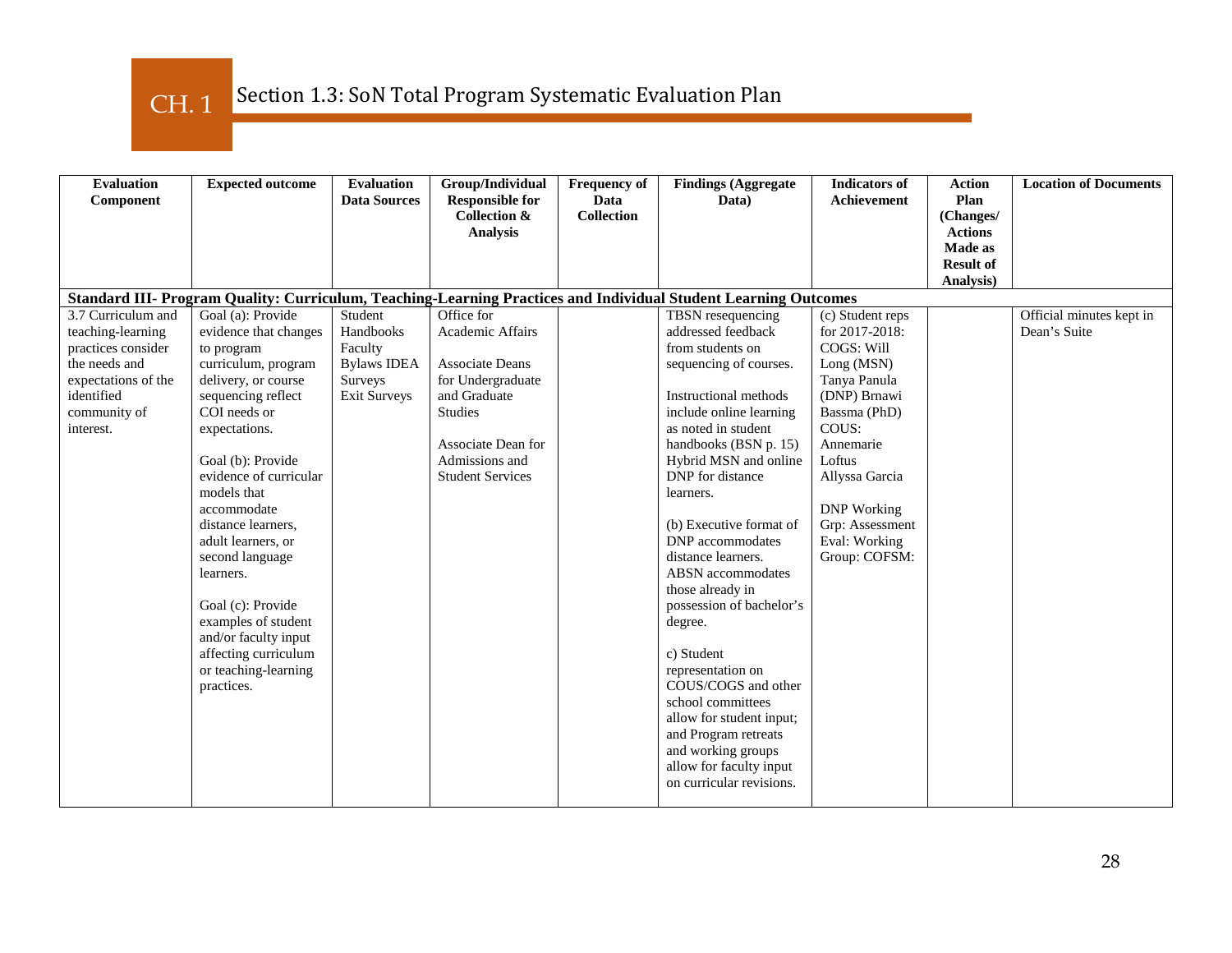# CH. 1 Section 1.3: SoN Total Program Systematic Evaluation Plan

| Evaluation Component | Expected outcome | Evaluation Data Sources | Group/Individual Responsible for Collection & Analysis | Frequency of Data Collection | Findings (Aggregate Data) | Indicators of Achievement | Action Plan (Changes/ Actions Made as Result of Analysis) | Location of Documents |
|---|---|---|---|---|---|---|---|---|
| **Standard III- Program Quality: Curriculum, Teaching-Learning Practices and Individual Student Learning Outcomes** | | | | | | | | |
| 3.7 Curriculum and teaching-learning practices consider the needs and expectations of the identified community of interest. | Goal (a): Provide evidence that changes to program curriculum, program delivery, or course sequencing reflect COI needs or expectations.<br><br>Goal (b): Provide evidence of curricular models that accommodate distance learners, adult learners, or second language learners.<br><br>Goal (c): Provide examples of student and/or faculty input affecting curriculum or teaching-learning practices. | Student Handbooks Faculty Bylaws IDEA Surveys Exit Surveys | Office for Academic Affairs<br><br>Associate Deans for Undergraduate and Graduate Studies<br><br>Associate Dean for Admissions and Student Services | | TBSN resequencing addressed feedback from students on sequencing of courses.<br><br>Instructional methods include online learning as noted in student handbooks (BSN p. 15) Hybrid MSN and online DNP for distance learners.<br><br>(b) Executive format of DNP accommodates distance learners. ABSN accommodates those already in possession of bachelor's degree.<br><br>c) Student representation on COUS/COGS and other school committees allow for student input; and Program retreats and working groups allow for faculty input on curricular revisions. | (c) Student reps for 2017-2018: COGS: Will Long (MSN) Tanya Panula (DNP) Brnawi Bassma (PhD) COUS: Annemarie Loftus Allyssa Garcia<br><br>DNP Working Grp: Assessment Eval: Working Group: COFSM: | | Official minutes kept in Dean's Suite |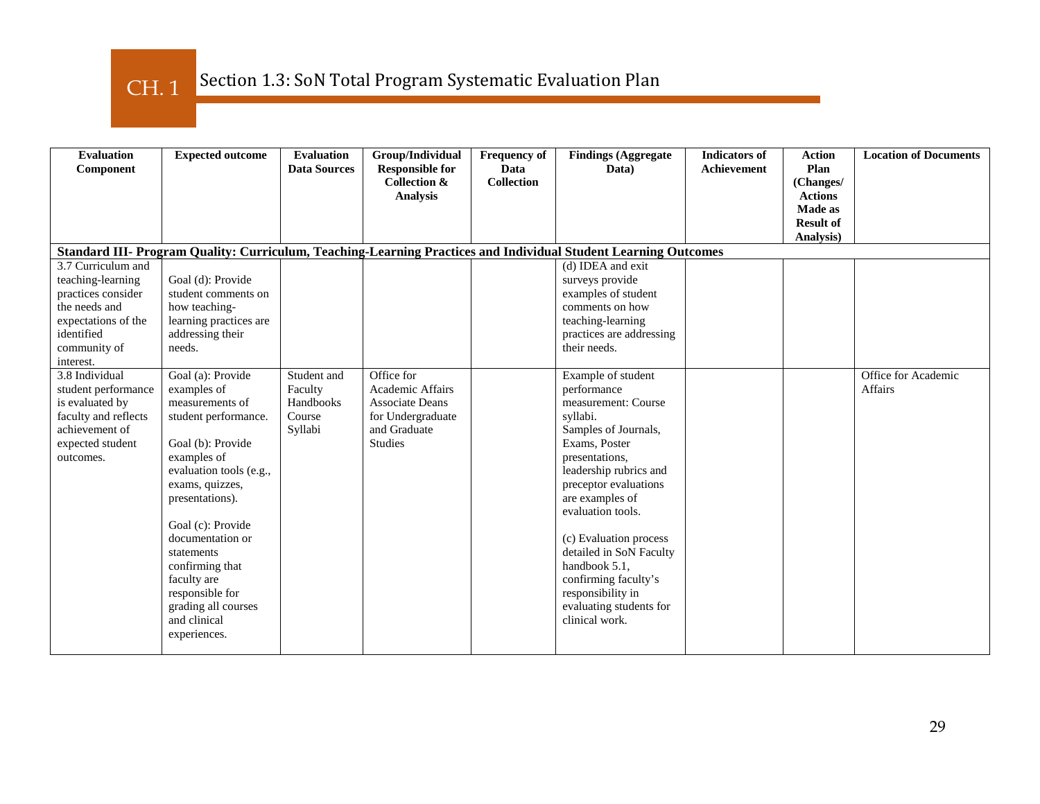# CH. 1 Section 1.3: SoN Total Program Systematic Evaluation Plan

| Evaluation Component | Expected outcome | Evaluation Data Sources | Group/Individual Responsible for Collection & Analysis | Frequency of Data Collection | Findings (Aggregate Data) | Indicators of Achievement | Action Plan (Changes/ Actions Made as Result of Analysis) | Location of Documents |
|---|---|---|---|---|---|---|---|---|
| **Standard III- Program Quality: Curriculum, Teaching-Learning Practices and Individual Student Learning Outcomes** | | | | | | | | |
| 3.7 Curriculum and teaching-learning practices consider the needs and expectations of the identified community of interest. | Goal (d): Provide student comments on how teaching-learning practices are addressing their needs. | | | | (d) IDEA and exit surveys provide examples of student comments on how teaching-learning practices are addressing their needs. | | | |
| 3.8 Individual student performance is evaluated by faculty and reflects achievement of expected student outcomes. | Goal (a): Provide examples of measurements of student performance.<br><br>Goal (b): Provide examples of evaluation tools (e.g., exams, quizzes, presentations).<br><br>Goal (c): Provide documentation or statements confirming that faculty are responsible for grading all courses and clinical experiences. | Student and Faculty Handbooks Course Syllabi | Office for Academic Affairs Associate Deans for Undergraduate and Graduate Studies | | Example of student performance measurement: Course syllabi.<br>Samples of Journals, Exams, Poster presentations, leadership rubrics and preceptor evaluations are examples of evaluation tools.<br><br>(c) Evaluation process detailed in SoN Faculty handbook 5.1, confirming faculty's responsibility in evaluating students for clinical work. | | | Office for Academic Affairs |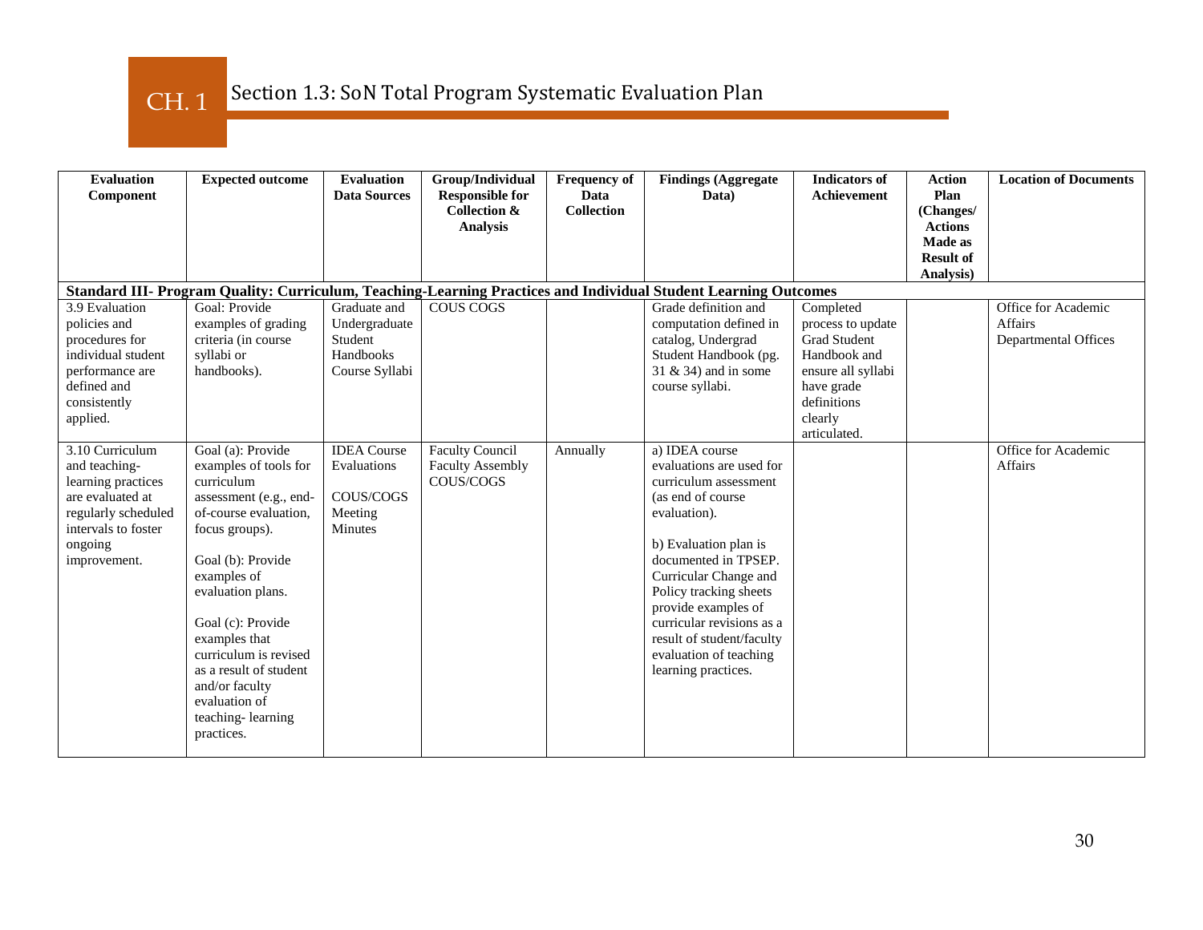# CH. 1 Section 1.3: SoN Total Program Systematic Evaluation Plan

| Evaluation Component | Expected outcome | Evaluation Data Sources | Group/Individual Responsible for Collection & Analysis | Frequency of Data Collection | Findings (Aggregate Data) | Indicators of Achievement | Action Plan (Changes/ Actions Made as Result of Analysis) | Location of Documents |
|---|---|---|---|---|---|---|---|---|
| **Standard III- Program Quality: Curriculum, Teaching-Learning Practices and Individual Student Learning Outcomes** | | | | | | | | |
| 3.9 Evaluation policies and procedures for individual student performance are defined and consistently applied. | Goal: Provide examples of grading criteria (in course syllabi or handbooks). | Graduate and Undergraduate Student Handbooks Course Syllabi | COUS COGS | | Grade definition and computation defined in catalog, Undergrad Student Handbook (pg. 31 & 34) and in some course syllabi. | Completed process to update Grad Student Handbook and ensure all syllabi have grade definitions clearly articulated. | | Office for Academic Affairs Departmental Offices |
| 3.10 Curriculum and teaching-learning practices are evaluated at regularly scheduled intervals to foster ongoing improvement. | Goal (a): Provide examples of tools for curriculum assessment (e.g., end-of-course evaluation, focus groups).<br><br>Goal (b): Provide examples of evaluation plans.<br><br>Goal (c): Provide examples that curriculum is revised as a result of student and/or faculty evaluation of teaching- learning practices. | IDEA Course Evaluations<br><br>COUS/COGS Meeting Minutes | Faculty Council Faculty Assembly COUS/COGS | Annually | a) IDEA course evaluations are used for curriculum assessment (as end of course evaluation).<br><br>b) Evaluation plan is documented in TPSEP. Curricular Change and Policy tracking sheets provide examples of curricular revisions as a result of student/faculty evaluation of teaching learning practices. | | | Office for Academic Affairs |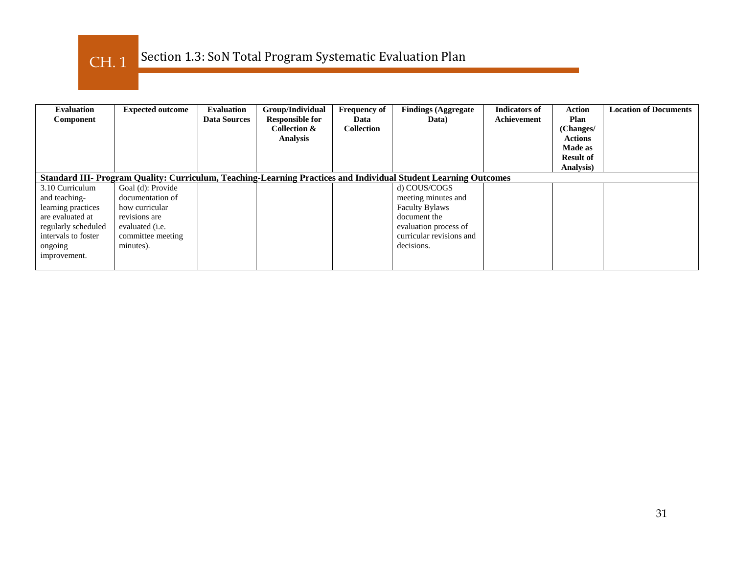CH. 1

## Section 1.3: SoN Total Program Systematic Evaluation Plan

| Evaluation Component | Expected outcome | Evaluation Data Sources | Group/Individual Responsible for Collection & Analysis | Frequency of Data Collection | Findings (Aggregate Data) | Indicators of Achievement | Action Plan (Changes/ Actions Made as Result of Analysis) | Location of Documents |
|---|---|---|---|---|---|---|---|---|
| **Standard III- Program Quality: Curriculum, Teaching-Learning Practices and Individual Student Learning Outcomes** | | | | | | | | |
| 3.10 Curriculum and teaching-learning practices are evaluated at regularly scheduled intervals to foster ongoing improvement. | Goal (d): Provide documentation of how curricular revisions are evaluated (i.e. committee meeting minutes). | | | | d) COUS/COGS meeting minutes and Faculty Bylaws document the evaluation process of curricular revisions and decisions. | | | |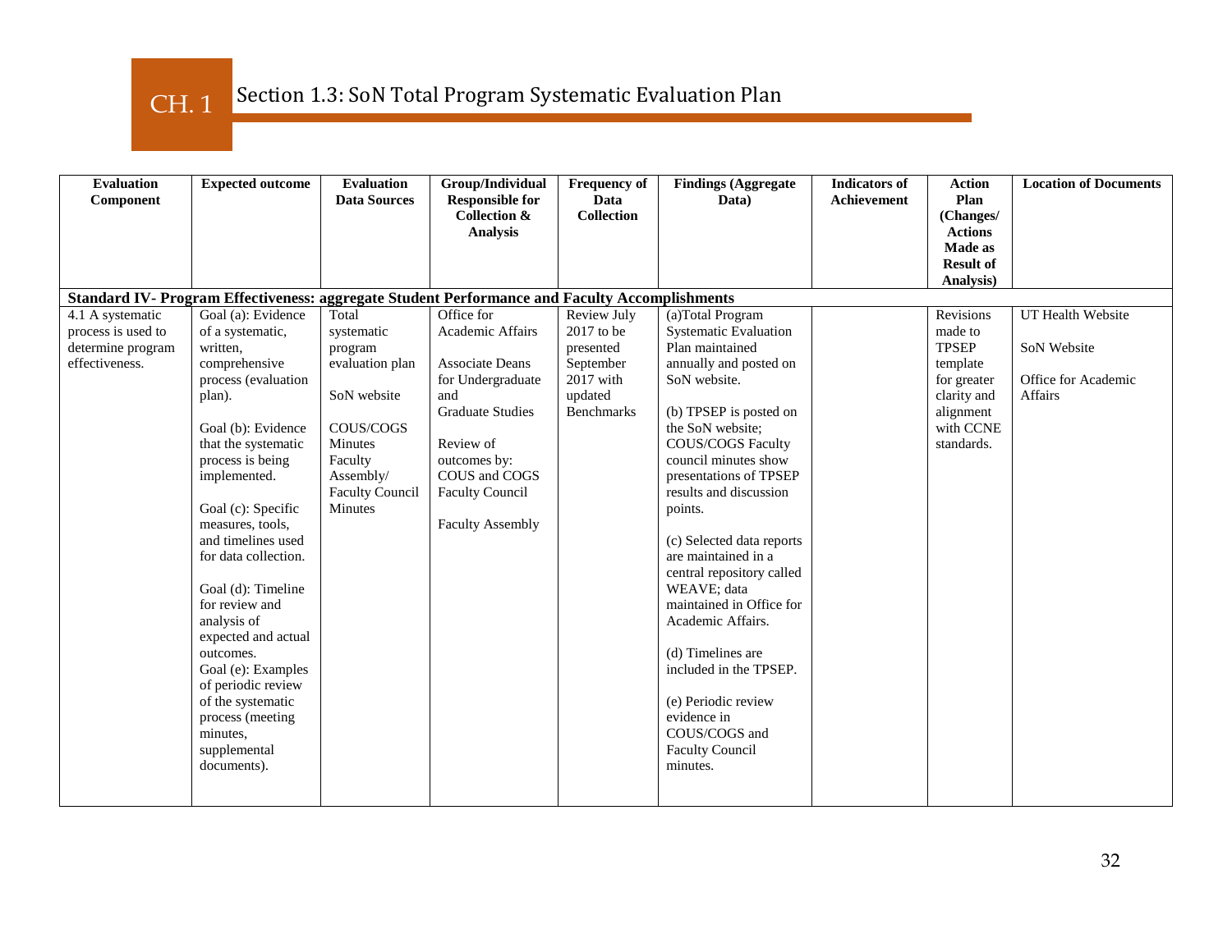# CH. 1 Section 1.3: SoN Total Program Systematic Evaluation Plan

| Evaluation Component | Expected outcome | Evaluation Data Sources | Group/Individual Responsible for Collection & Analysis | Frequency of Data Collection | Findings (Aggregate Data) | Indicators of Achievement | Action Plan (Changes/ Actions Made as Result of Analysis) | Location of Documents |
|---|---|---|---|---|---|---|---|---|
| **Standard IV- Program Effectiveness: aggregate Student Performance and Faculty Accomplishments** | | | | | | | | |
| 4.1 A systematic process is used to determine program effectiveness. | Goal (a): Evidence of a systematic, written, comprehensive process (evaluation plan).<br><br>Goal (b): Evidence that the systematic process is being implemented.<br><br>Goal (c): Specific measures, tools, and timelines used for data collection.<br><br>Goal (d): Timeline for review and analysis of expected and actual outcomes.<br>Goal (e): Examples of periodic review of the systematic process (meeting minutes, supplemental documents). | Total systematic program evaluation plan<br><br>SoN website<br><br>COUS/COGS Minutes Faculty Assembly/ Faculty Council Minutes | Office for Academic Affairs<br><br>Associate Deans for Undergraduate and Graduate Studies<br><br>Review of outcomes by: COUS and COGS Faculty Council<br><br>Faculty Assembly | Review July 2017 to be presented September 2017 with updated Benchmarks | (a)Total Program Systematic Evaluation Plan maintained annually and posted on SoN website.<br><br>(b) TPSEP is posted on the SoN website; COUS/COGS Faculty council minutes show presentations of TPSEP results and discussion points.<br><br>(c) Selected data reports are maintained in a central repository called WEAVE; data maintained in Office for Academic Affairs.<br><br>(d) Timelines are included in the TPSEP.<br><br>(e) Periodic review evidence in COUS/COGS and Faculty Council minutes. | | Revisions made to TPSEP template for greater clarity and alignment with CCNE standards. | UT Health Website<br><br>SoN Website<br><br>Office for Academic Affairs |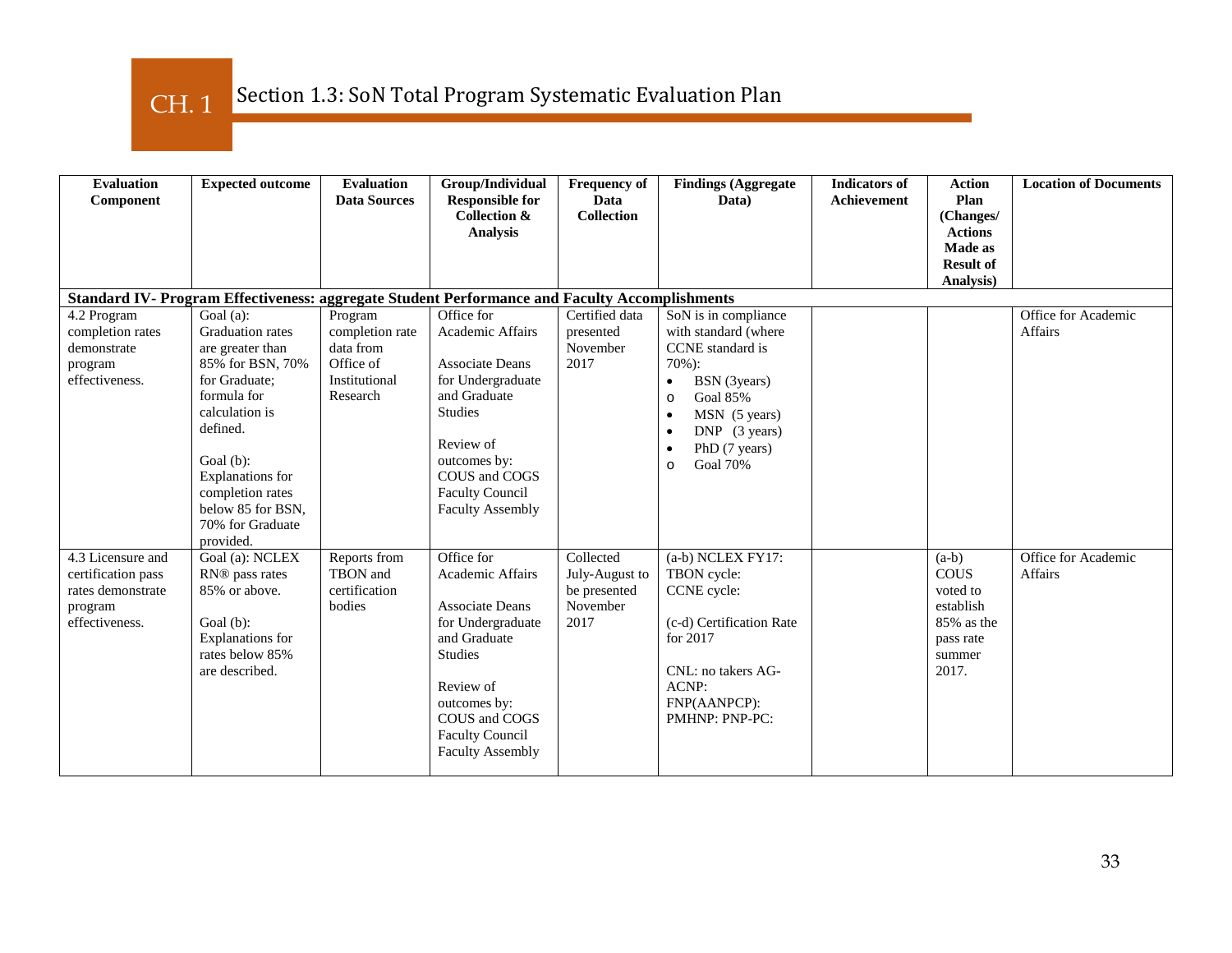# CH. 1 Section 1.3: SoN Total Program Systematic Evaluation Plan

| Evaluation Component | Expected outcome | Evaluation Data Sources | Group/Individual Responsible for Collection & Analysis | Frequency of Data Collection | Findings (Aggregate Data) | Indicators of Achievement | Action Plan (Changes/ Actions Made as Result of Analysis) | Location of Documents |
|---|---|---|---|---|---|---|---|---|
| **Standard IV- Program Effectiveness: aggregate Student Performance and Faculty Accomplishments** | | | | | | | | |
| 4.2 Program completion rates demonstrate program effectiveness. | Goal (a): Graduation rates are greater than 85% for BSN, 70% for Graduate; formula for calculation is defined.<br><br>Goal (b): Explanations for completion rates below 85 for BSN, 70% for Graduate provided. | Program completion rate data from Office of Institutional Research | Office for Academic Affairs<br><br>Associate Deans for Undergraduate and Graduate Studies<br><br>Review of outcomes by: COUS and COGS Faculty Council Faculty Assembly | Certified data presented November 2017 | SoN is in compliance with standard (where CCNE standard is 70%):<br>• BSN (3years)<br>o Goal 85%<br>• MSN (5 years)<br>• DNP (3 years)<br>• PhD (7 years)<br>o Goal 70% | | | Office for Academic Affairs |
| 4.3 Licensure and certification pass rates demonstrate program effectiveness. | Goal (a): NCLEX RN® pass rates 85% or above.<br><br>Goal (b): Explanations for rates below 85% are described. | Reports from TBON and certification bodies | Office for Academic Affairs<br><br>Associate Deans for Undergraduate and Graduate Studies<br><br>Review of outcomes by: COUS and COGS Faculty Council Faculty Assembly | Collected July-August to be presented November 2017 | (a-b) NCLEX FY17:<br>TBON cycle:<br>CCNE cycle:<br><br>(c-d) Certification Rate for 2017<br><br>CNL: no takers AG-ACNP:<br>FNP(AANPCP):<br>PMHNP: PNP-PC: | | (a-b) COUS voted to establish 85% as the pass rate summer 2017. | Office for Academic Affairs |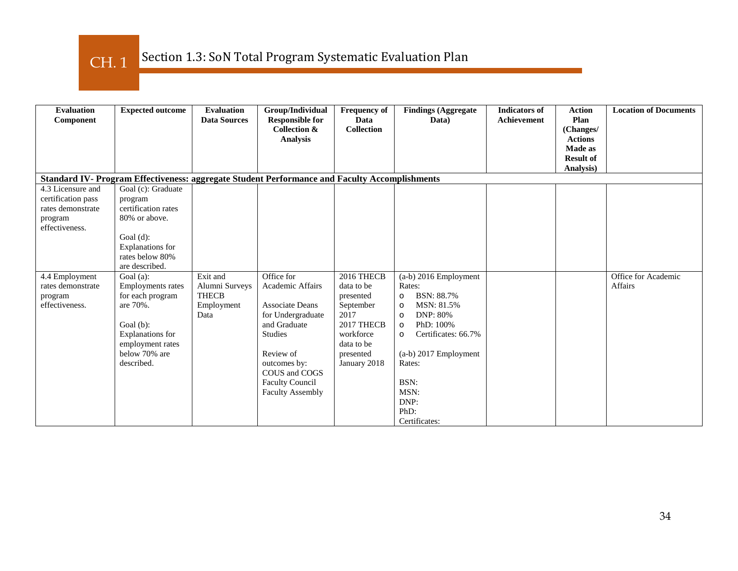# CH. 1 Section 1.3: SoN Total Program Systematic Evaluation Plan

| Evaluation Component | Expected outcome | Evaluation Data Sources | Group/Individual Responsible for Collection & Analysis | Frequency of Data Collection | Findings (Aggregate Data) | Indicators of Achievement | Action Plan (Changes/ Actions Made as Result of Analysis) | Location of Documents |
|---|---|---|---|---|---|---|---|---|
| **Standard IV- Program Effectiveness: aggregate Student Performance and Faculty Accomplishments** | | | | | | | | |
| 4.3 Licensure and certification pass rates demonstrate program effectiveness. | Goal (c): Graduate program certification rates 80% or above.<br><br>Goal (d): Explanations for rates below 80% are described. | | | | | | | |
| 4.4 Employment rates demonstrate program effectiveness. | Goal (a): Employments rates for each program are 70%.<br><br>Goal (b): Explanations for employment rates below 70% are described. | Exit and Alumni Surveys<br>THECB Employment Data | Office for Academic Affairs<br><br>Associate Deans for Undergraduate and Graduate Studies<br><br>Review of outcomes by: COUS and COGS<br>Faculty Council<br>Faculty Assembly | 2016 THECB data to be presented September 2017<br>2017 THECB workforce data to be presented January 2018 | (a-b) 2016 Employment Rates:<br>o BSN: 88.7%<br>o MSN: 81.5%<br>o DNP: 80%<br>o PhD: 100%<br>o Certificates: 66.7%<br><br>(a-b) 2017 Employment Rates:<br><br>BSN:<br>MSN:<br>DNP:<br>PhD:<br>Certificates: | | | Office for Academic Affairs |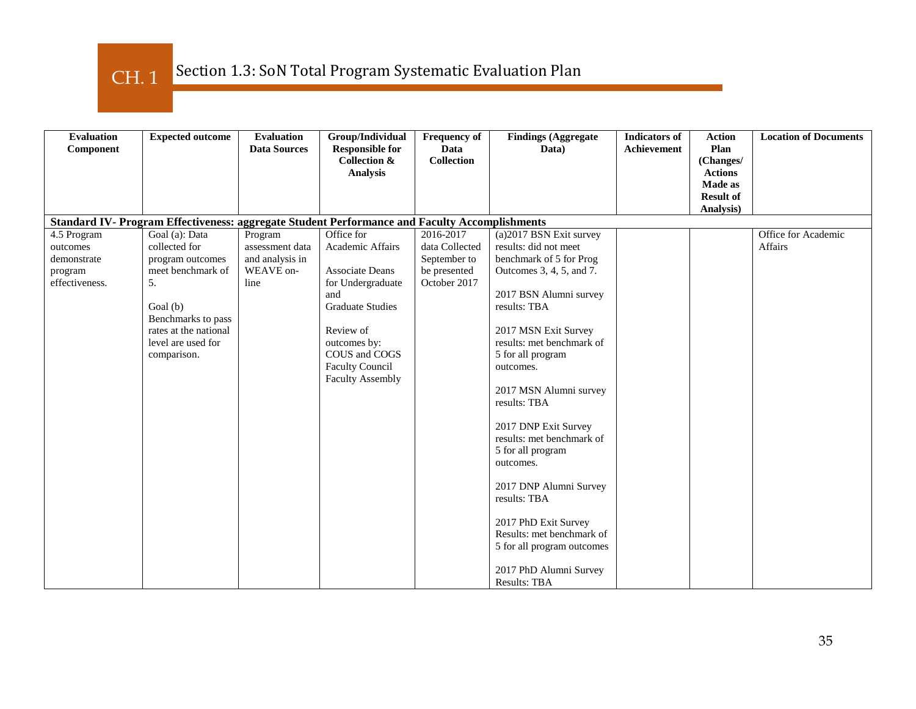## CH. 1 Section 1.3: SoN Total Program Systematic Evaluation Plan

| Evaluation Component | Expected outcome | Evaluation Data Sources | Group/Individual Responsible for Collection & Analysis | Frequency of Data Collection | Findings (Aggregate Data) | Indicators of Achievement | Action Plan (Changes/ Actions Made as Result of Analysis) | Location of Documents |
|---|---|---|---|---|---|---|---|---|
| **Standard IV- Program Effectiveness: aggregate Student Performance and Faculty Accomplishments** | | | | | | | | |
| 4.5 Program outcomes demonstrate program effectiveness. | Goal (a): Data collected for program outcomes meet benchmark of 5.<br><br>Goal (b) Benchmarks to pass rates at the national level are used for comparison. | Program assessment data and analysis in WEAVE on-line | Office for Academic Affairs<br><br>Associate Deans for Undergraduate and Graduate Studies<br><br>Review of outcomes by: COUS and COGS Faculty Council Faculty Assembly | 2016-2017 data Collected September to be presented October 2017 | (a)2017 BSN Exit survey results: did not meet benchmark of 5 for Prog Outcomes 3, 4, 5, and 7.<br><br>2017 BSN Alumni survey results: TBA<br><br>2017 MSN Exit Survey results: met benchmark of 5 for all program outcomes.<br><br>2017 MSN Alumni survey results: TBA<br><br>2017 DNP Exit Survey results: met benchmark of 5 for all program outcomes.<br><br>2017 DNP Alumni Survey results: TBA<br><br>2017 PhD Exit Survey Results: met benchmark of 5 for all program outcomes<br><br>2017 PhD Alumni Survey Results: TBA | | | Office for Academic Affairs |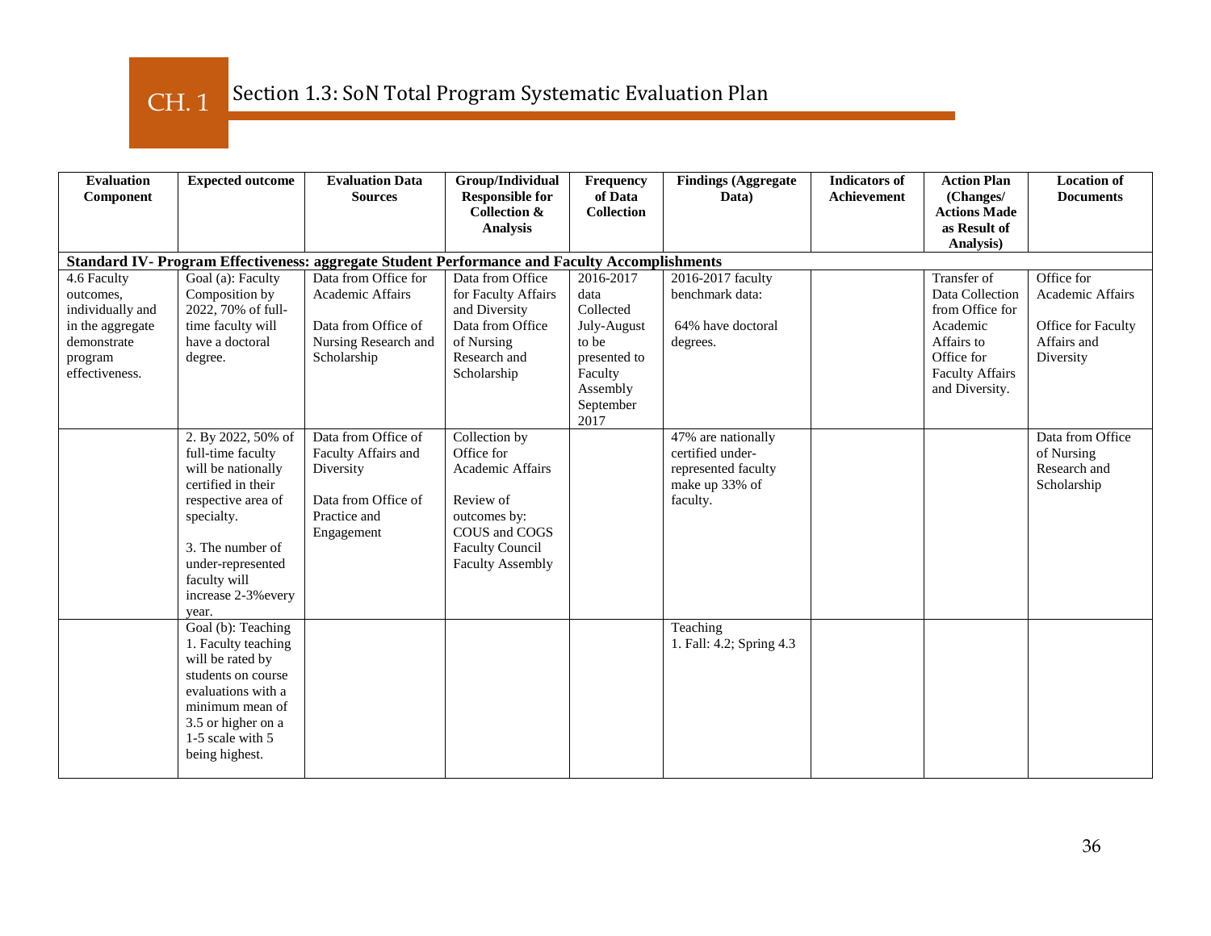# CH. 1 Section 1.3: SoN Total Program Systematic Evaluation Plan

| Evaluation Component | Expected outcome | Evaluation Data Sources | Group/Individual Responsible for Collection & Analysis | Frequency of Data Collection | Findings (Aggregate Data) | Indicators of Achievement | Action Plan (Changes/ Actions Made as Result of Analysis) | Location of Documents |
|---|---|---|---|---|---|---|---|---|
| **Standard IV- Program Effectiveness: aggregate Student Performance and Faculty Accomplishments** | | | | | | | | |
| 4.6 Faculty outcomes, individually and in the aggregate demonstrate program effectiveness. | Goal (a): Faculty Composition by 2022, 70% of full-time faculty will have a doctoral degree. | Data from Office for Academic Affairs<br><br>Data from Office of Nursing Research and Scholarship | Data from Office for Faculty Affairs and Diversity Data from Office of Nursing Research and Scholarship | 2016-2017 data Collected July-August to be presented to Faculty Assembly September 2017 | 2016-2017 faculty benchmark data:<br><br>64% have doctoral degrees. | | Transfer of Data Collection from Office for Academic Affairs to Office for Faculty Affairs and Diversity. | Office for Academic Affairs<br><br>Office for Faculty Affairs and Diversity |
| | 2. By 2022, 50% of full-time faculty will be nationally certified in their respective area of specialty.<br><br>3. The number of under-represented faculty will increase 2-3%every year. | Data from Office of Faculty Affairs and Diversity<br><br>Data from Office of Practice and Engagement | Collection by Office for Academic Affairs<br><br>Review of outcomes by: COUS and COGS Faculty Council Faculty Assembly | | 47% are nationally certified under-represented faculty make up 33% of faculty. | | | Data from Office of Nursing Research and Scholarship |
| | Goal (b): Teaching 1. Faculty teaching will be rated by students on course evaluations with a minimum mean of 3.5 or higher on a 1-5 scale with 5 being highest. | | | | Teaching<br>1. Fall: 4.2; Spring 4.3 | | | |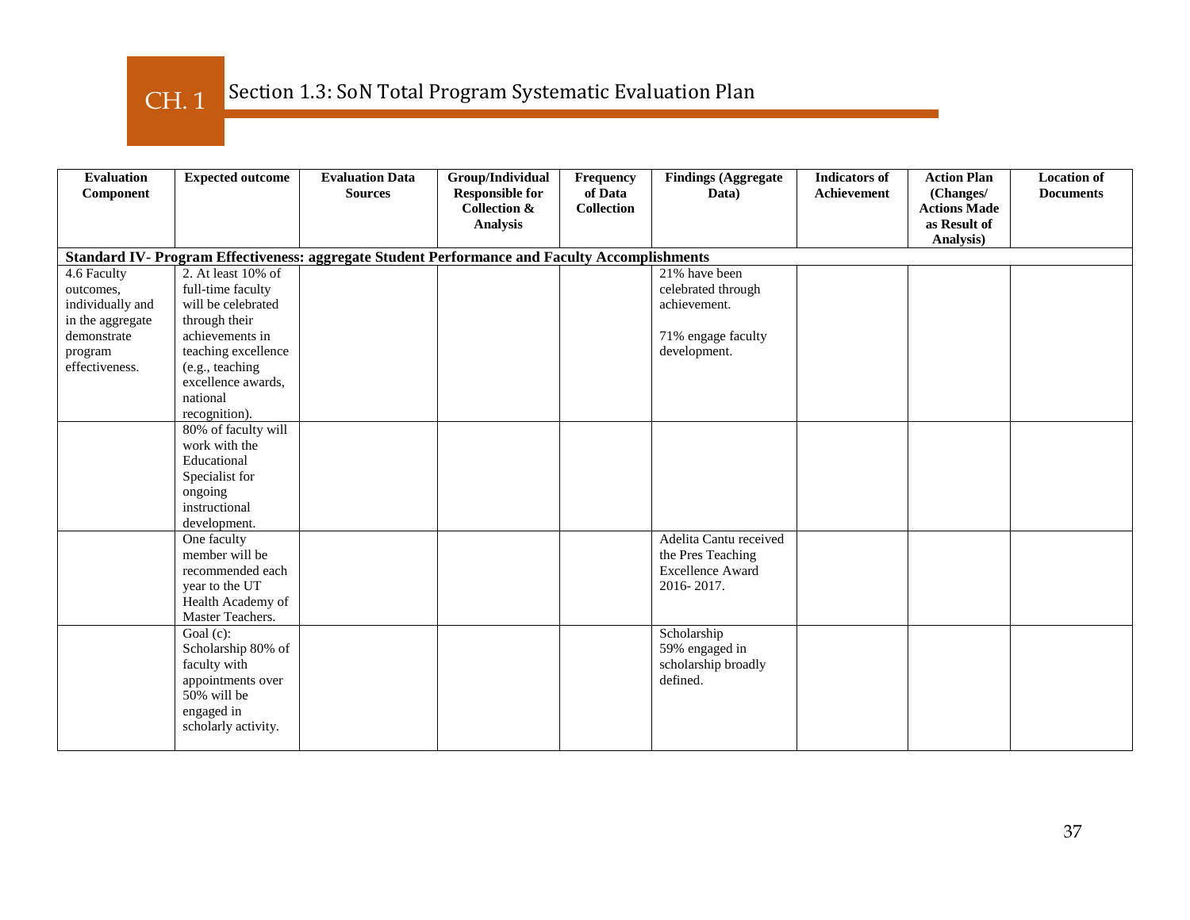## CH. 1 Section 1.3: SoN Total Program Systematic Evaluation Plan

| Evaluation Component | Expected outcome | Evaluation Data Sources | Group/Individual Responsible for Collection & Analysis | Frequency of Data Collection | Findings (Aggregate Data) | Indicators of Achievement | Action Plan (Changes/ Actions Made as Result of Analysis) | Location of Documents |
|---|---|---|---|---|---|---|---|---|
| **Standard IV- Program Effectiveness: aggregate Student Performance and Faculty Accomplishments** | | | | | | | | |
| 4.6 Faculty outcomes, individually and in the aggregate demonstrate program effectiveness. | 2. At least 10% of full-time faculty will be celebrated through their achievements in teaching excellence (e.g., teaching excellence awards, national recognition). | | | | 21% have been celebrated through achievement.<br><br>71% engage faculty development. | | | |
| | 80% of faculty will work with the Educational Specialist for ongoing instructional development. | | | | | | | |
| | One faculty member will be recommended each year to the UT Health Academy of Master Teachers. | | | | Adelita Cantu received the Pres Teaching Excellence Award 2016- 2017. | | | |
| | Goal (c): Scholarship 80% of faculty with appointments over 50% will be engaged in scholarly activity. | | | | Scholarship 59% engaged in scholarship broadly defined. | | | |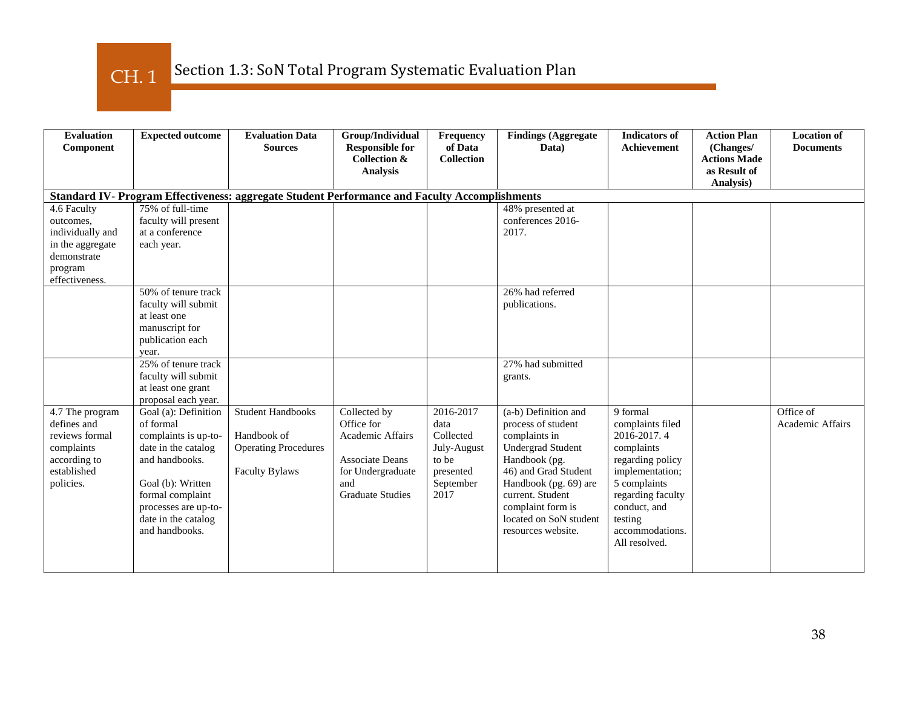## CH. 1 Section 1.3: SoN Total Program Systematic Evaluation Plan

| Evaluation Component | Expected outcome | Evaluation Data Sources | Group/Individual Responsible for Collection & Analysis | Frequency of Data Collection | Findings (Aggregate Data) | Indicators of Achievement | Action Plan (Changes/ Actions Made as Result of Analysis) | Location of Documents |
|---|---|---|---|---|---|---|---|---|
| **Standard IV- Program Effectiveness: aggregate Student Performance and Faculty Accomplishments** | | | | | | | | |
| 4.6 Faculty outcomes, individually and in the aggregate demonstrate program effectiveness. | 75% of full-time faculty will present at a conference each year. | | | | 48% presented at conferences 2016-2017. | | | |
| | 50% of tenure track faculty will submit at least one manuscript for publication each year. | | | | 26% had referred publications. | | | |
| | 25% of tenure track faculty will submit at least one grant proposal each year. | | | | 27% had submitted grants. | | | |
| 4.7 The program defines and reviews formal complaints according to established policies. | Goal (a): Definition of formal complaints is up-to-date in the catalog and handbooks.<br><br>Goal (b): Written formal complaint processes are up-to-date in the catalog and handbooks. | Student Handbooks<br><br>Handbook of Operating Procedures<br><br>Faculty Bylaws | Collected by Office for Academic Affairs<br><br>Associate Deans for Undergraduate and Graduate Studies | 2016-2017 data Collected July-August to be presented September 2017 | (a-b) Definition and process of student complaints in Undergrad Student Handbook (pg. 46) and Grad Student Handbook (pg. 69) are current. Student complaint form is located on SoN student resources website. | 9 formal complaints filed 2016-2017. 4 complaints regarding policy implementation; 5 complaints regarding faculty conduct, and testing accommodations. All resolved. | | Office of Academic Affairs |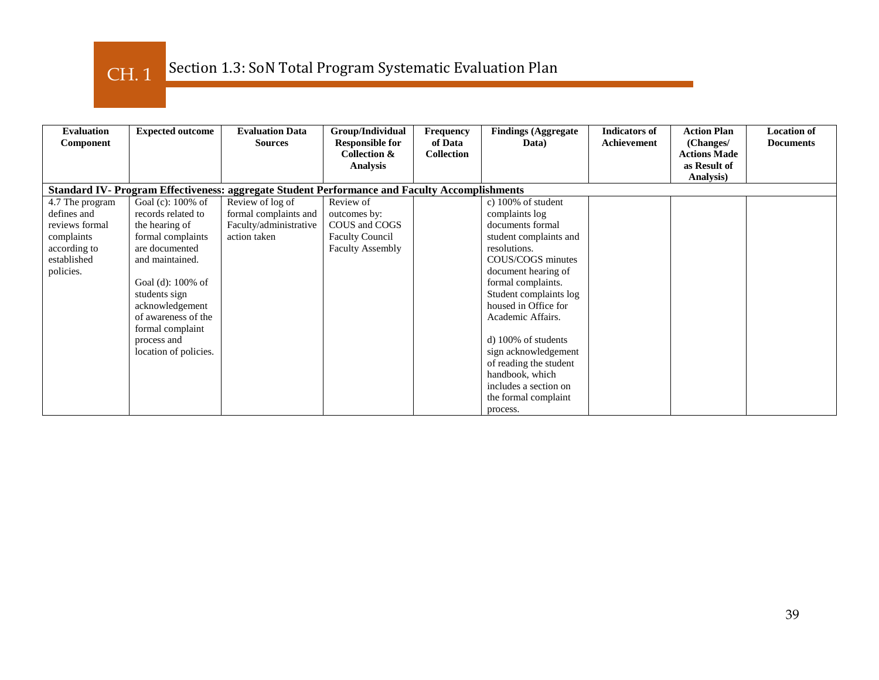# CH. 1 Section 1.3: SoN Total Program Systematic Evaluation Plan

| Evaluation Component | Expected outcome | Evaluation Data Sources | Group/Individual Responsible for Collection & Analysis | Frequency of Data Collection | Findings (Aggregate Data) | Indicators of Achievement | Action Plan (Changes/ Actions Made as Result of Analysis) | Location of Documents |
|---|---|---|---|---|---|---|---|---|
| **Standard IV- Program Effectiveness: aggregate Student Performance and Faculty Accomplishments** | | | | | | | | |
| 4.7 The program defines and reviews formal complaints according to established policies. | Goal (c): 100% of records related to the hearing of formal complaints are documented and maintained.<br><br>Goal (d): 100% of students sign acknowledgement of awareness of the formal complaint process and location of policies. | Review of log of formal complaints and Faculty/administrative action taken | Review of outcomes by:<br>COUS and COGS<br>Faculty Council<br>Faculty Assembly | | c) 100% of student complaints log documents formal student complaints and resolutions. COUS/COGS minutes document hearing of formal complaints. Student complaints log housed in Office for Academic Affairs.<br><br>d) 100% of students sign acknowledgement of reading the student handbook, which includes a section on the formal complaint process. | | | |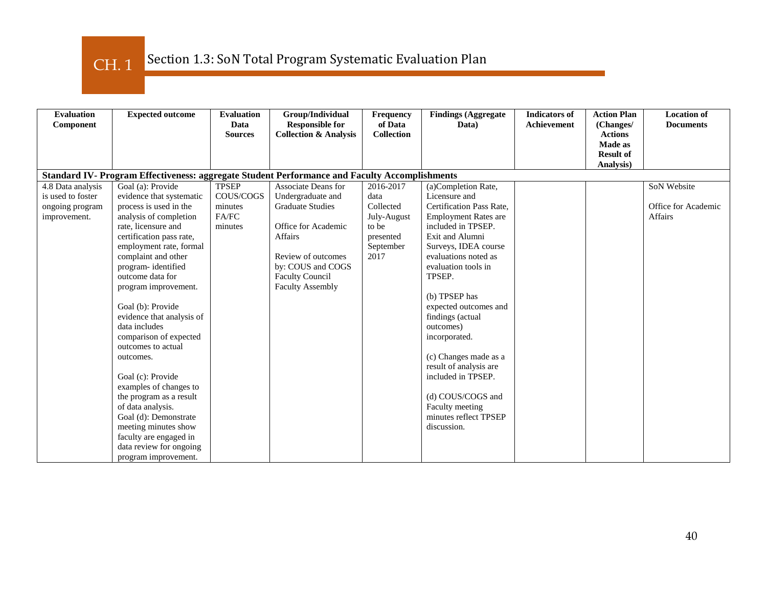# CH. 1 Section 1.3: SoN Total Program Systematic Evaluation Plan

| Evaluation Component | Expected outcome | Evaluation Data Sources | Group/Individual Responsible for Collection & Analysis | Frequency of Data Collection | Findings (Aggregate Data) | Indicators of Achievement | Action Plan (Changes/ Actions Made as Result of Analysis) | Location of Documents |
|---|---|---|---|---|---|---|---|---|
| **Standard IV- Program Effectiveness: aggregate Student Performance and Faculty Accomplishments** | | | | | | | | |
| 4.8 Data analysis is used to foster ongoing program improvement. | Goal (a): Provide evidence that systematic process is used in the analysis of completion rate, licensure and certification pass rate, employment rate, formal complaint and other program- identified outcome data for program improvement.<br><br>Goal (b): Provide evidence that analysis of data includes comparison of expected outcomes to actual outcomes.<br><br>Goal (c): Provide examples of changes to the program as a result of data analysis.<br>Goal (d): Demonstrate meeting minutes show faculty are engaged in data review for ongoing program improvement. | TPSEP<br>COUS/COGS minutes<br>FA/FC minutes | Associate Deans for Undergraduate and Graduate Studies<br><br>Office for Academic Affairs<br><br>Review of outcomes by: COUS and COGS Faculty Council Faculty Assembly | 2016-2017 data Collected July-August to be presented September 2017 | (a)Completion Rate, Licensure and Certification Pass Rate, Employment Rates are included in TPSEP. Exit and Alumni Surveys, IDEA course evaluations noted as evaluation tools in TPSEP.<br><br>(b) TPSEP has expected outcomes and findings (actual outcomes) incorporated.<br><br>(c) Changes made as a result of analysis are included in TPSEP.<br><br>(d) COUS/COGS and Faculty meeting minutes reflect TPSEP discussion. | | | SoN Website<br><br>Office for Academic Affairs |